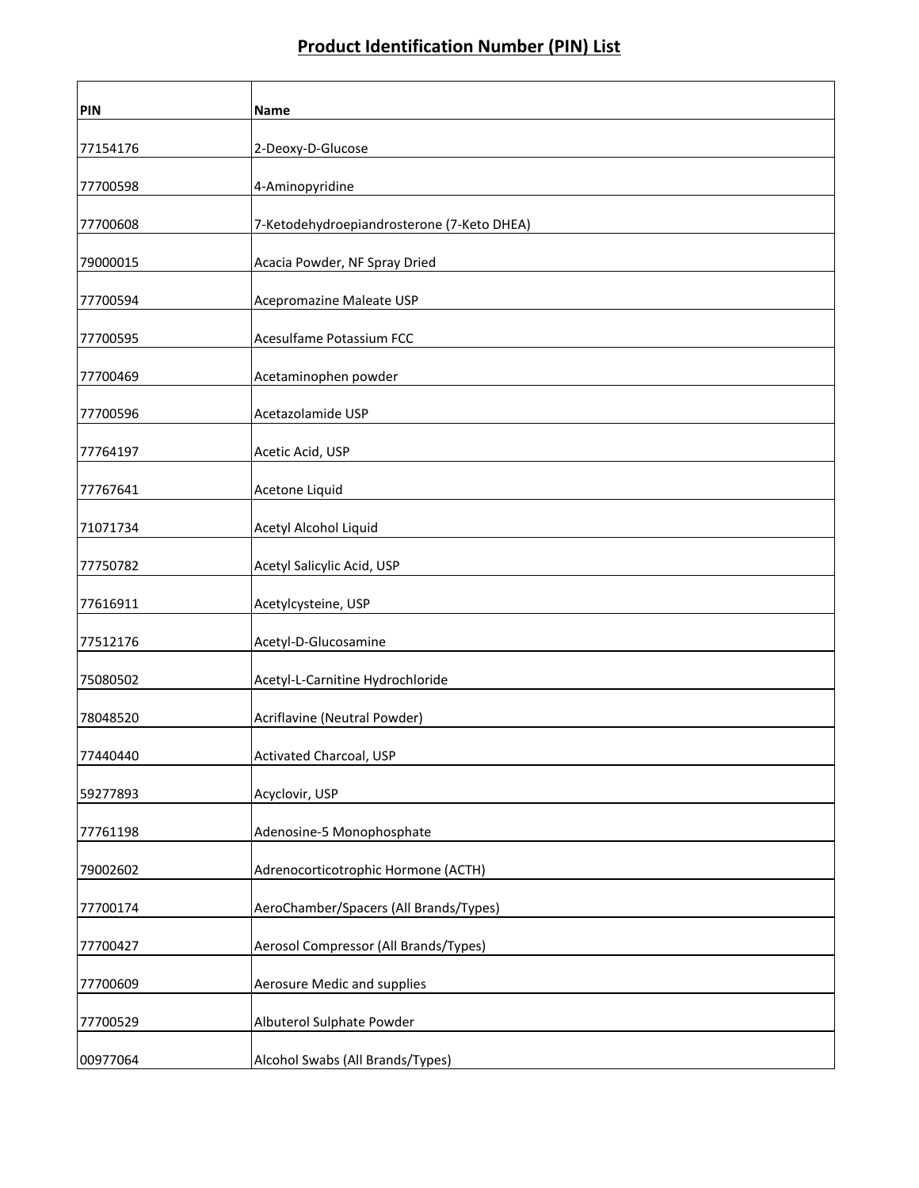# Product Identification Number (PIN) List

| PIN | Name |
|---|---|
| 77154176 | 2-Deoxy-D-Glucose |
| 77700598 | 4-Aminopyridine |
| 77700608 | 7-Ketodehydroepiandrosterone (7-Keto DHEA) |
| 79000015 | Acacia Powder, NF Spray Dried |
| 77700594 | Acepromazine Maleate USP |
| 77700595 | Acesulfame Potassium FCC |
| 77700469 | Acetaminophen powder |
| 77700596 | Acetazolamide USP |
| 77764197 | Acetic Acid, USP |
| 77767641 | Acetone Liquid |
| 71071734 | Acetyl Alcohol Liquid |
| 77750782 | Acetyl Salicylic Acid, USP |
| 77616911 | Acetylcysteine, USP |
| 77512176 | Acetyl-D-Glucosamine |
| 75080502 | Acetyl-L-Carnitine Hydrochloride |
| 78048520 | Acriflavine (Neutral Powder) |
| 77440440 | Activated Charcoal, USP |
| 59277893 | Acyclovir, USP |
| 77761198 | Adenosine-5 Monophosphate |
| 79002602 | Adrenocorticotrophic Hormone (ACTH) |
| 77700174 | AeroChamber/Spacers (All Brands/Types) |
| 77700427 | Aerosol Compressor (All Brands/Types) |
| 77700609 | Aerosure Medic and supplies |
| 77700529 | Albuterol Sulphate Powder |
| 00977064 | Alcohol Swabs (All Brands/Types) |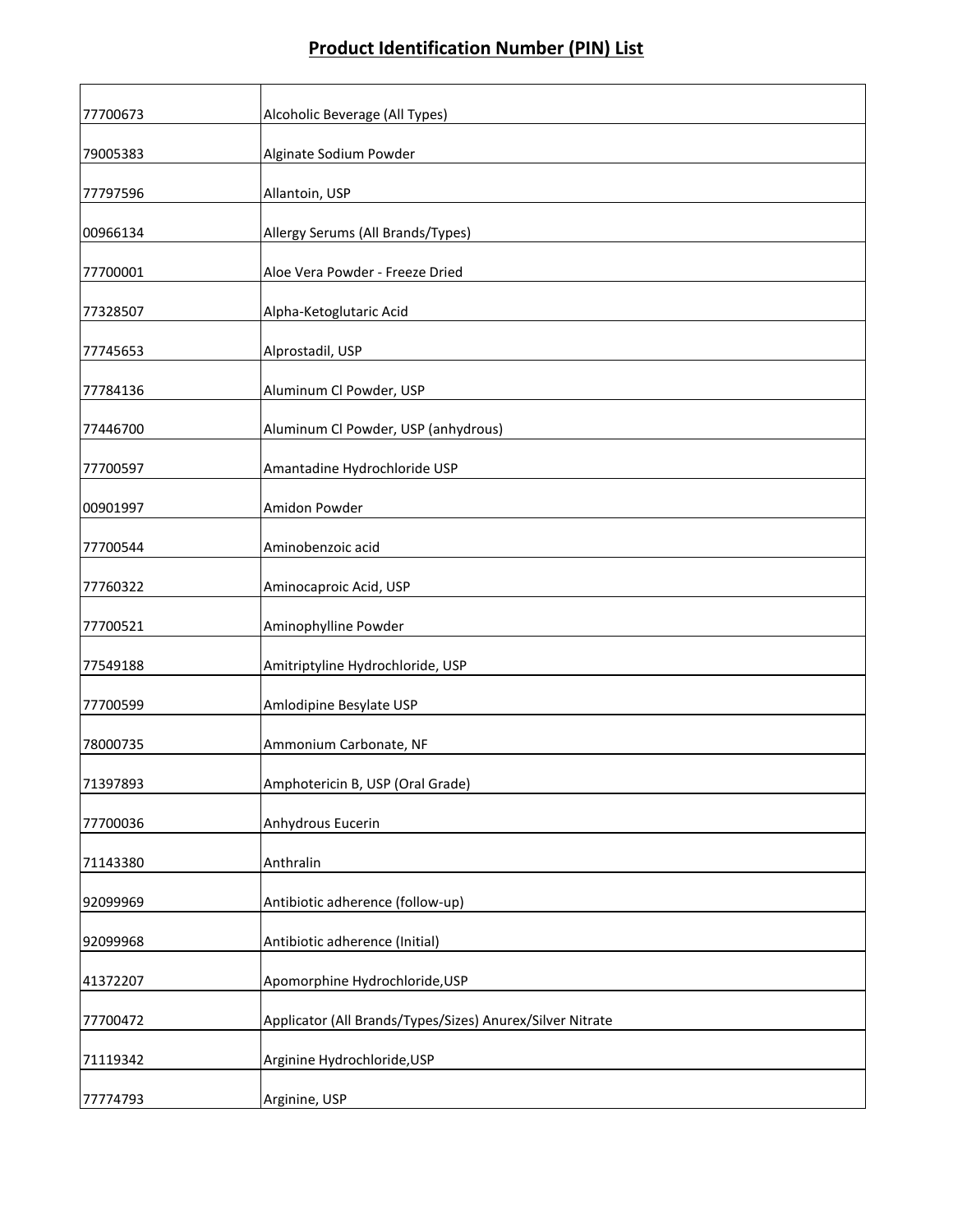## Product Identification Number (PIN) List

| | |
|---|---|
| 77700673 | Alcoholic Beverage (All Types) |
| 79005383 | Alginate Sodium Powder |
| 77797596 | Allantoin, USP |
| 00966134 | Allergy Serums (All Brands/Types) |
| 77700001 | Aloe Vera Powder - Freeze Dried |
| 77328507 | Alpha-Ketoglutaric Acid |
| 77745653 | Alprostadil, USP |
| 77784136 | Aluminum Cl Powder, USP |
| 77446700 | Aluminum Cl Powder, USP (anhydrous) |
| 77700597 | Amantadine Hydrochloride USP |
| 00901997 | Amidon Powder |
| 77700544 | Aminobenzoic acid |
| 77760322 | Aminocaproic Acid, USP |
| 77700521 | Aminophylline Powder |
| 77549188 | Amitriptyline Hydrochloride, USP |
| 77700599 | Amlodipine Besylate USP |
| 78000735 | Ammonium Carbonate, NF |
| 71397893 | Amphotericin B, USP (Oral Grade) |
| 77700036 | Anhydrous Eucerin |
| 71143380 | Anthralin |
| 92099969 | Antibiotic adherence (follow-up) |
| 92099968 | Antibiotic adherence (Initial) |
| 41372207 | Apomorphine Hydrochloride,USP |
| 77700472 | Applicator (All Brands/Types/Sizes) Anurex/Silver Nitrate |
| 71119342 | Arginine Hydrochloride,USP |
| 77774793 | Arginine, USP |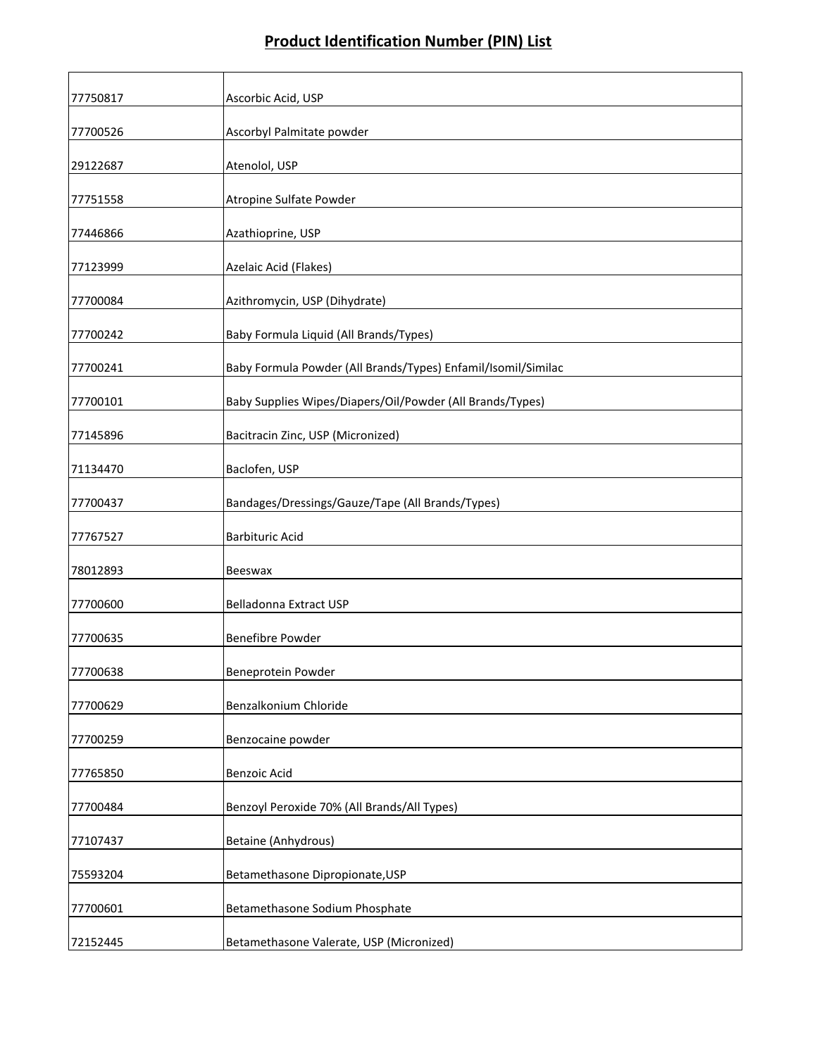# Product Identification Number (PIN) List

| | |
|---|---|
| 77750817 | Ascorbic Acid, USP |
| 77700526 | Ascorbyl Palmitate powder |
| 29122687 | Atenolol, USP |
| 77751558 | Atropine Sulfate Powder |
| 77446866 | Azathioprine, USP |
| 77123999 | Azelaic Acid (Flakes) |
| 77700084 | Azithromycin, USP (Dihydrate) |
| 77700242 | Baby Formula Liquid (All Brands/Types) |
| 77700241 | Baby Formula Powder (All Brands/Types) Enfamil/Isomil/Similac |
| 77700101 | Baby Supplies Wipes/Diapers/Oil/Powder (All Brands/Types) |
| 77145896 | Bacitracin Zinc, USP (Micronized) |
| 71134470 | Baclofen, USP |
| 77700437 | Bandages/Dressings/Gauze/Tape (All Brands/Types) |
| 77767527 | Barbituric Acid |
| 78012893 | Beeswax |
| 77700600 | Belladonna Extract USP |
| 77700635 | Benefibre Powder |
| 77700638 | Beneprotein Powder |
| 77700629 | Benzalkonium Chloride |
| 77700259 | Benzocaine powder |
| 77765850 | Benzoic Acid |
| 77700484 | Benzoyl Peroxide 70% (All Brands/All Types) |
| 77107437 | Betaine (Anhydrous) |
| 75593204 | Betamethasone Dipropionate,USP |
| 77700601 | Betamethasone Sodium Phosphate |
| 72152445 | Betamethasone Valerate, USP (Micronized) |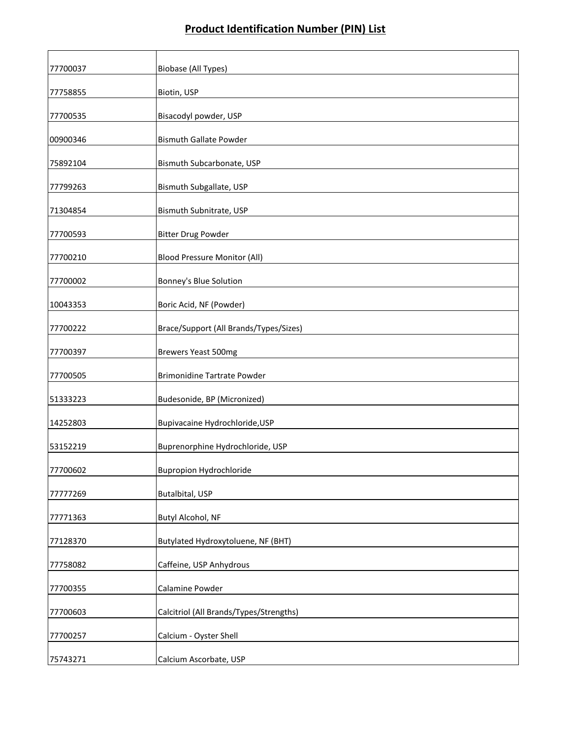# Product Identification Number (PIN) List

| | |
|---|---|
| 77700037 | Biobase (All Types) |
| 77758855 | Biotin, USP |
| 77700535 | Bisacodyl powder, USP |
| 00900346 | Bismuth Gallate Powder |
| 75892104 | Bismuth Subcarbonate, USP |
| 77799263 | Bismuth Subgallate, USP |
| 71304854 | Bismuth Subnitrate, USP |
| 77700593 | Bitter Drug Powder |
| 77700210 | Blood Pressure Monitor (All) |
| 77700002 | Bonney's Blue Solution |
| 10043353 | Boric Acid, NF (Powder) |
| 77700222 | Brace/Support (All Brands/Types/Sizes) |
| 77700397 | Brewers Yeast 500mg |
| 77700505 | Brimonidine Tartrate Powder |
| 51333223 | Budesonide, BP (Micronized) |
| 14252803 | Bupivacaine Hydrochloride,USP |
| 53152219 | Buprenorphine Hydrochloride, USP |
| 77700602 | Bupropion Hydrochloride |
| 77777269 | Butalbital, USP |
| 77771363 | Butyl Alcohol, NF |
| 77128370 | Butylated Hydroxytoluene, NF (BHT) |
| 77758082 | Caffeine, USP Anhydrous |
| 77700355 | Calamine Powder |
| 77700603 | Calcitriol (All Brands/Types/Strengths) |
| 77700257 | Calcium - Oyster Shell |
| 75743271 | Calcium Ascorbate, USP |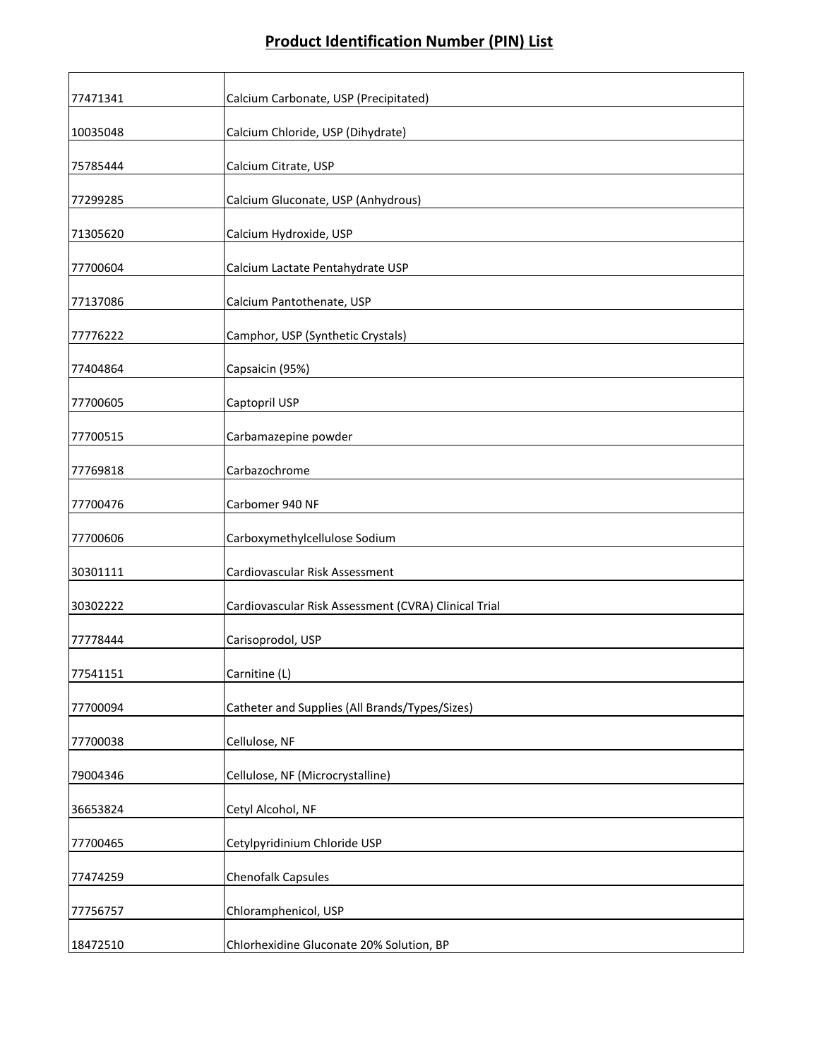# Product Identification Number (PIN) List

| | |
|---|---|
| 77471341 | Calcium Carbonate, USP (Precipitated) |
| 10035048 | Calcium Chloride, USP (Dihydrate) |
| 75785444 | Calcium Citrate, USP |
| 77299285 | Calcium Gluconate, USP (Anhydrous) |
| 71305620 | Calcium Hydroxide, USP |
| 77700604 | Calcium Lactate Pentahydrate USP |
| 77137086 | Calcium Pantothenate, USP |
| 77776222 | Camphor, USP (Synthetic Crystals) |
| 77404864 | Capsaicin (95%) |
| 77700605 | Captopril USP |
| 77700515 | Carbamazepine powder |
| 77769818 | Carbazochrome |
| 77700476 | Carbomer 940 NF |
| 77700606 | Carboxymethylcellulose Sodium |
| 30301111 | Cardiovascular Risk Assessment |
| 30302222 | Cardiovascular Risk Assessment (CVRA) Clinical Trial |
| 77778444 | Carisoprodol, USP |
| 77541151 | Carnitine (L) |
| 77700094 | Catheter and Supplies (All Brands/Types/Sizes) |
| 77700038 | Cellulose, NF |
| 79004346 | Cellulose, NF (Microcrystalline) |
| 36653824 | Cetyl Alcohol, NF |
| 77700465 | Cetylpyridinium Chloride USP |
| 77474259 | Chenofalk Capsules |
| 77756757 | Chloramphenicol, USP |
| 18472510 | Chlorhexidine Gluconate 20% Solution, BP |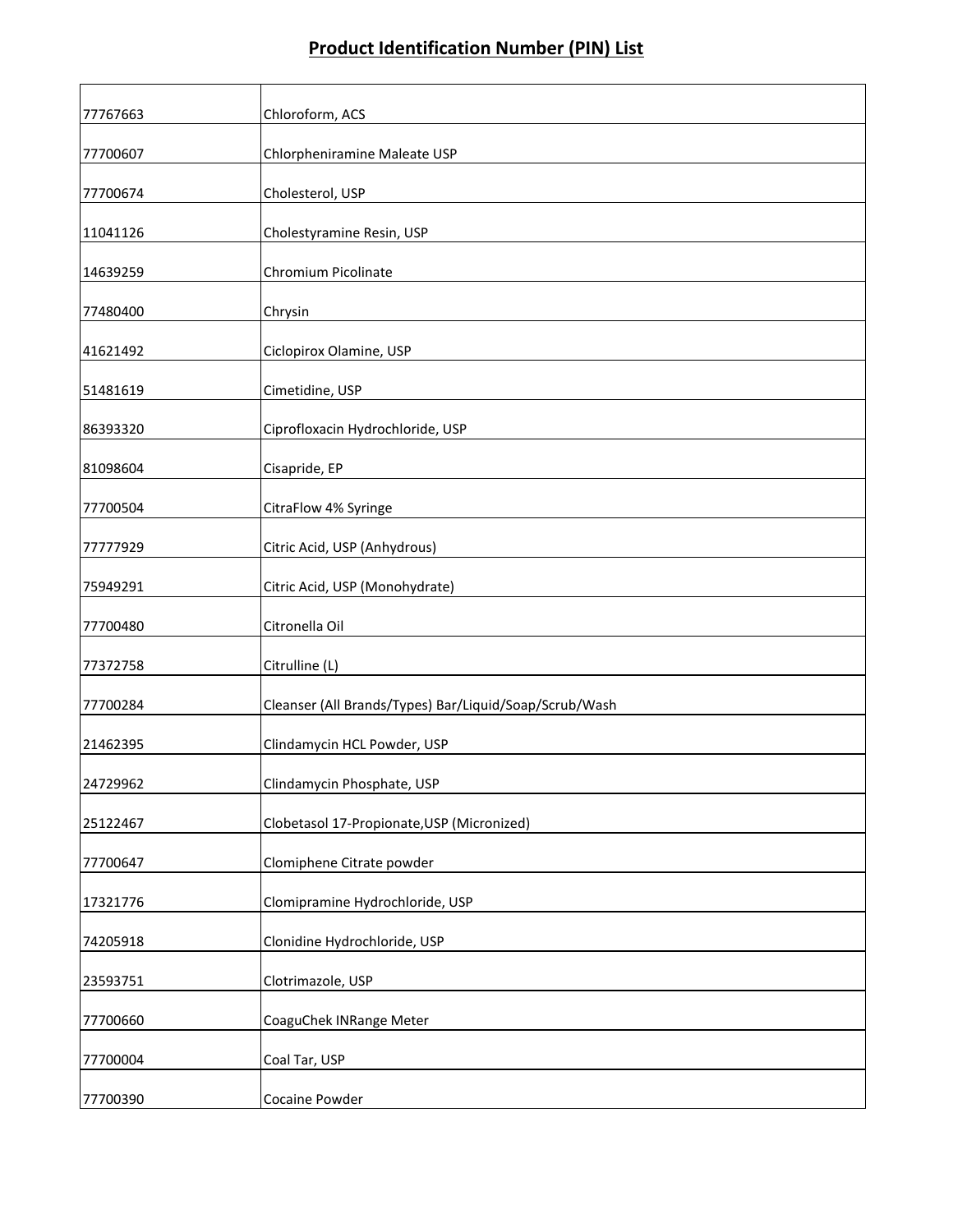## Product Identification Number (PIN) List

| | |
|---|---|
| 77767663 | Chloroform, ACS |
| 77700607 | Chlorpheniramine Maleate USP |
| 77700674 | Cholesterol, USP |
| 11041126 | Cholestyramine Resin, USP |
| 14639259 | Chromium Picolinate |
| 77480400 | Chrysin |
| 41621492 | Ciclopirox Olamine, USP |
| 51481619 | Cimetidine, USP |
| 86393320 | Ciprofloxacin Hydrochloride, USP |
| 81098604 | Cisapride, EP |
| 77700504 | CitraFlow 4% Syringe |
| 77777929 | Citric Acid, USP (Anhydrous) |
| 75949291 | Citric Acid, USP (Monohydrate) |
| 77700480 | Citronella Oil |
| 77372758 | Citrulline (L) |
| 77700284 | Cleanser (All Brands/Types) Bar/Liquid/Soap/Scrub/Wash |
| 21462395 | Clindamycin HCL Powder, USP |
| 24729962 | Clindamycin Phosphate, USP |
| 25122467 | Clobetasol 17-Propionate,USP (Micronized) |
| 77700647 | Clomiphene Citrate powder |
| 17321776 | Clomipramine Hydrochloride, USP |
| 74205918 | Clonidine Hydrochloride, USP |
| 23593751 | Clotrimazole, USP |
| 77700660 | CoaguChek INRange Meter |
| 77700004 | Coal Tar, USP |
| 77700390 | Cocaine Powder |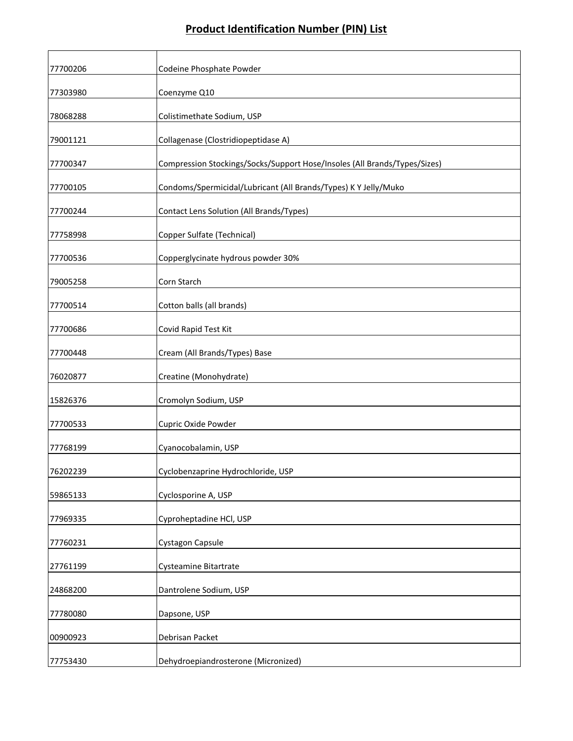## Product Identification Number (PIN) List

| | |
|---|---|
| 77700206 | Codeine Phosphate Powder |
| 77303980 | Coenzyme Q10 |
| 78068288 | Colistimethate Sodium, USP |
| 79001121 | Collagenase (Clostridiopeptidase A) |
| 77700347 | Compression Stockings/Socks/Support Hose/Insoles (All Brands/Types/Sizes) |
| 77700105 | Condoms/Spermicidal/Lubricant (All Brands/Types) K Y Jelly/Muko |
| 77700244 | Contact Lens Solution (All Brands/Types) |
| 77758998 | Copper Sulfate (Technical) |
| 77700536 | Copperglycinate hydrous powder 30% |
| 79005258 | Corn Starch |
| 77700514 | Cotton balls (all brands) |
| 77700686 | Covid Rapid Test Kit |
| 77700448 | Cream (All Brands/Types) Base |
| 76020877 | Creatine (Monohydrate) |
| 15826376 | Cromolyn Sodium, USP |
| 77700533 | Cupric Oxide Powder |
| 77768199 | Cyanocobalamin, USP |
| 76202239 | Cyclobenzaprine Hydrochloride, USP |
| 59865133 | Cyclosporine A, USP |
| 77969335 | Cyproheptadine HCl, USP |
| 77760231 | Cystagon Capsule |
| 27761199 | Cysteamine Bitartrate |
| 24868200 | Dantrolene Sodium, USP |
| 77780080 | Dapsone, USP |
| 00900923 | Debrisan Packet |
| 77753430 | Dehydroepiandrosterone (Micronized) |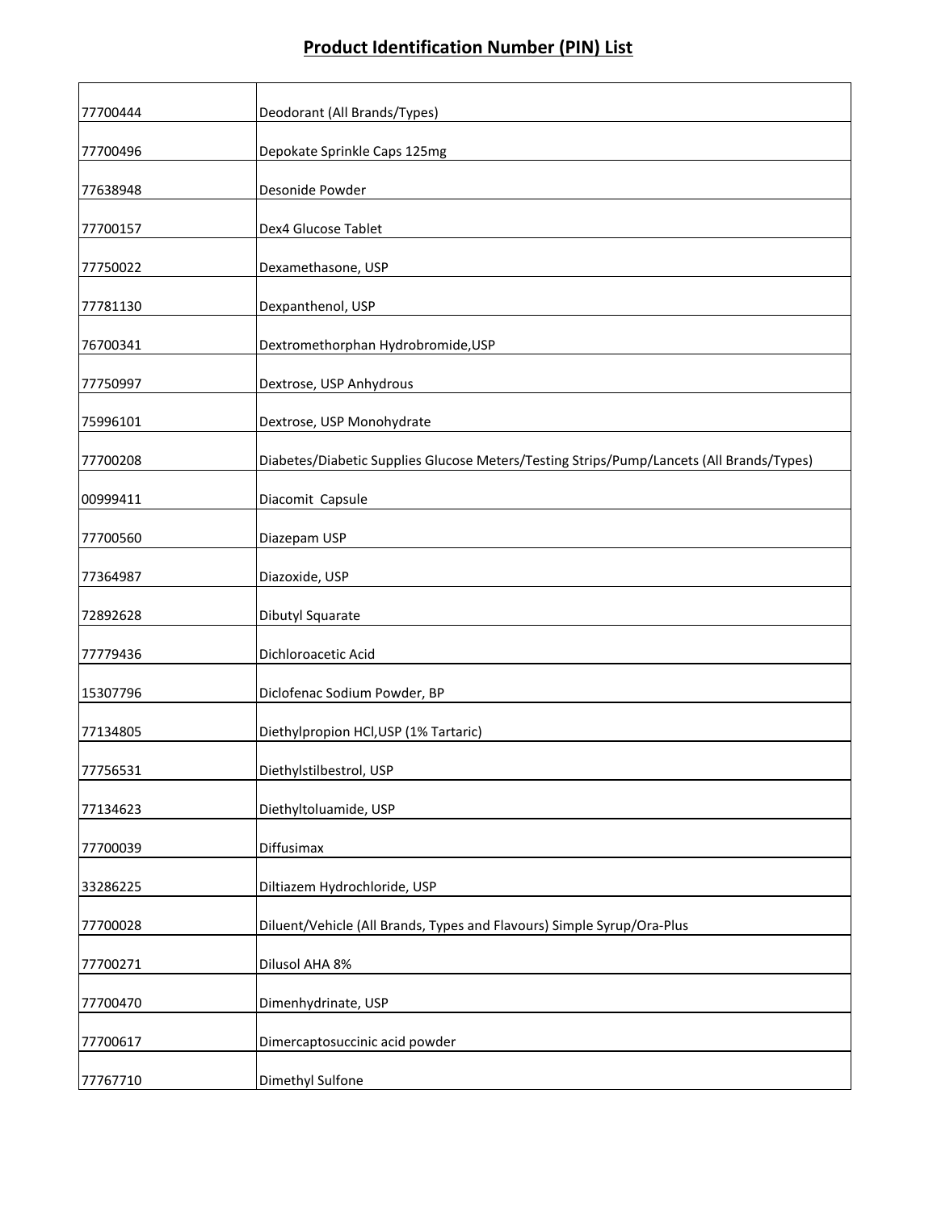## Product Identification Number (PIN) List

| | |
|---|---|
| 77700444 | Deodorant (All Brands/Types) |
| 77700496 | Depokate Sprinkle Caps 125mg |
| 77638948 | Desonide Powder |
| 77700157 | Dex4 Glucose Tablet |
| 77750022 | Dexamethasone, USP |
| 77781130 | Dexpanthenol, USP |
| 76700341 | Dextromethorphan Hydrobromide,USP |
| 77750997 | Dextrose, USP Anhydrous |
| 75996101 | Dextrose, USP Monohydrate |
| 77700208 | Diabetes/Diabetic Supplies Glucose Meters/Testing Strips/Pump/Lancets (All Brands/Types) |
| 00999411 | Diacomit Capsule |
| 77700560 | Diazepam USP |
| 77364987 | Diazoxide, USP |
| 72892628 | Dibutyl Squarate |
| 77779436 | Dichloroacetic Acid |
| 15307796 | Diclofenac Sodium Powder, BP |
| 77134805 | Diethylpropion HCl,USP (1% Tartaric) |
| 77756531 | Diethylstilbestrol, USP |
| 77134623 | Diethyltoluamide, USP |
| 77700039 | Diffusimax |
| 33286225 | Diltiazem Hydrochloride, USP |
| 77700028 | Diluent/Vehicle (All Brands, Types and Flavours) Simple Syrup/Ora-Plus |
| 77700271 | Dilusol AHA 8% |
| 77700470 | Dimenhydrinate, USP |
| 77700617 | Dimercaptosuccinic acid powder |
| 77767710 | Dimethyl Sulfone |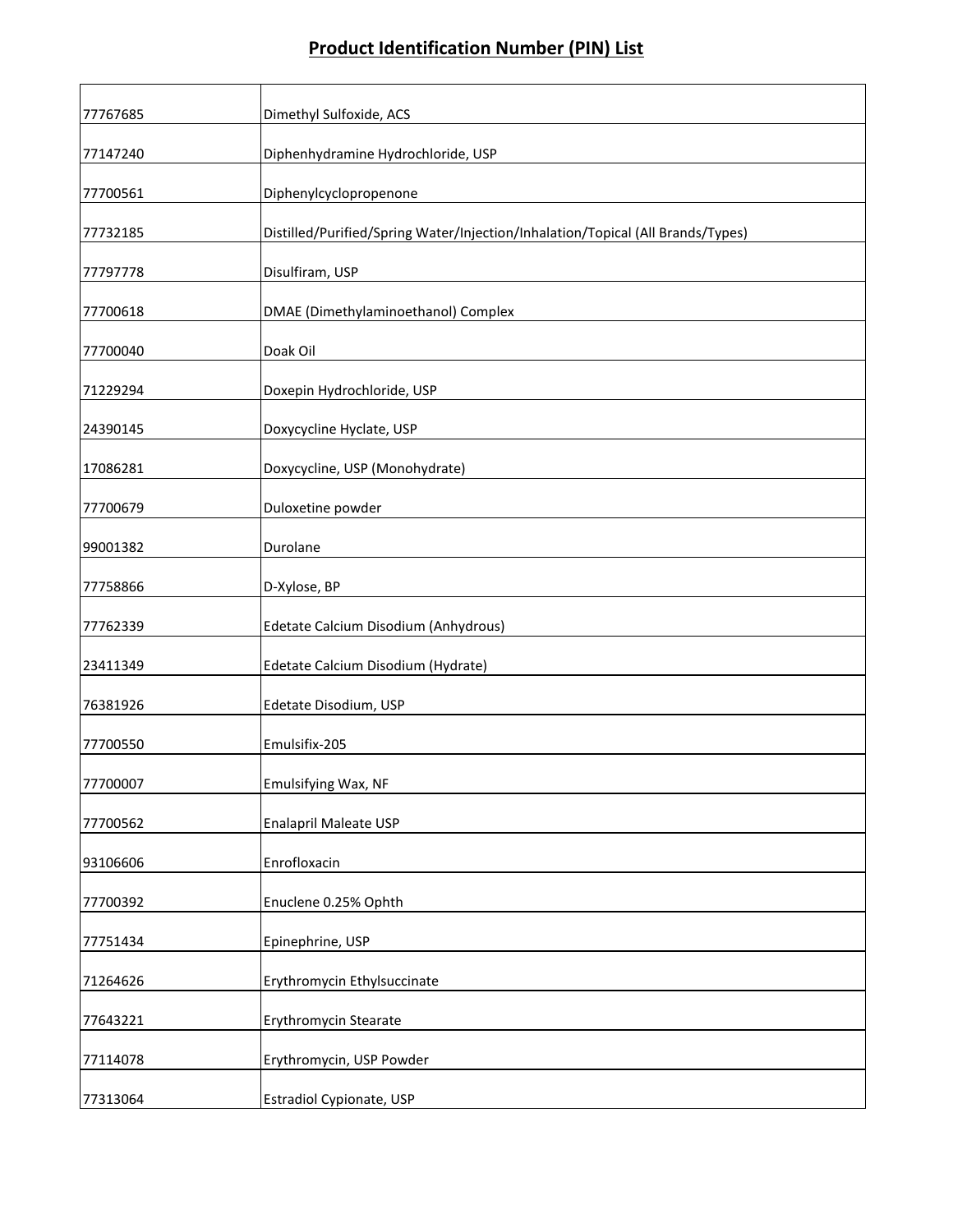# Product Identification Number (PIN) List

| | |
|---|---|
| 77767685 | Dimethyl Sulfoxide, ACS |
| 77147240 | Diphenhydramine Hydrochloride, USP |
| 77700561 | Diphenylcyclopropenone |
| 77732185 | Distilled/Purified/Spring Water/Injection/Inhalation/Topical (All Brands/Types) |
| 77797778 | Disulfiram, USP |
| 77700618 | DMAE (Dimethylaminoethanol) Complex |
| 77700040 | Doak Oil |
| 71229294 | Doxepin Hydrochloride, USP |
| 24390145 | Doxycycline Hyclate, USP |
| 17086281 | Doxycycline, USP (Monohydrate) |
| 77700679 | Duloxetine powder |
| 99001382 | Durolane |
| 77758866 | D-Xylose, BP |
| 77762339 | Edetate Calcium Disodium (Anhydrous) |
| 23411349 | Edetate Calcium Disodium (Hydrate) |
| 76381926 | Edetate Disodium, USP |
| 77700550 | Emulsifix-205 |
| 77700007 | Emulsifying Wax, NF |
| 77700562 | Enalapril Maleate USP |
| 93106606 | Enrofloxacin |
| 77700392 | Enuclene 0.25% Ophth |
| 77751434 | Epinephrine, USP |
| 71264626 | Erythromycin Ethylsuccinate |
| 77643221 | Erythromycin Stearate |
| 77114078 | Erythromycin, USP Powder |
| 77313064 | Estradiol Cypionate, USP |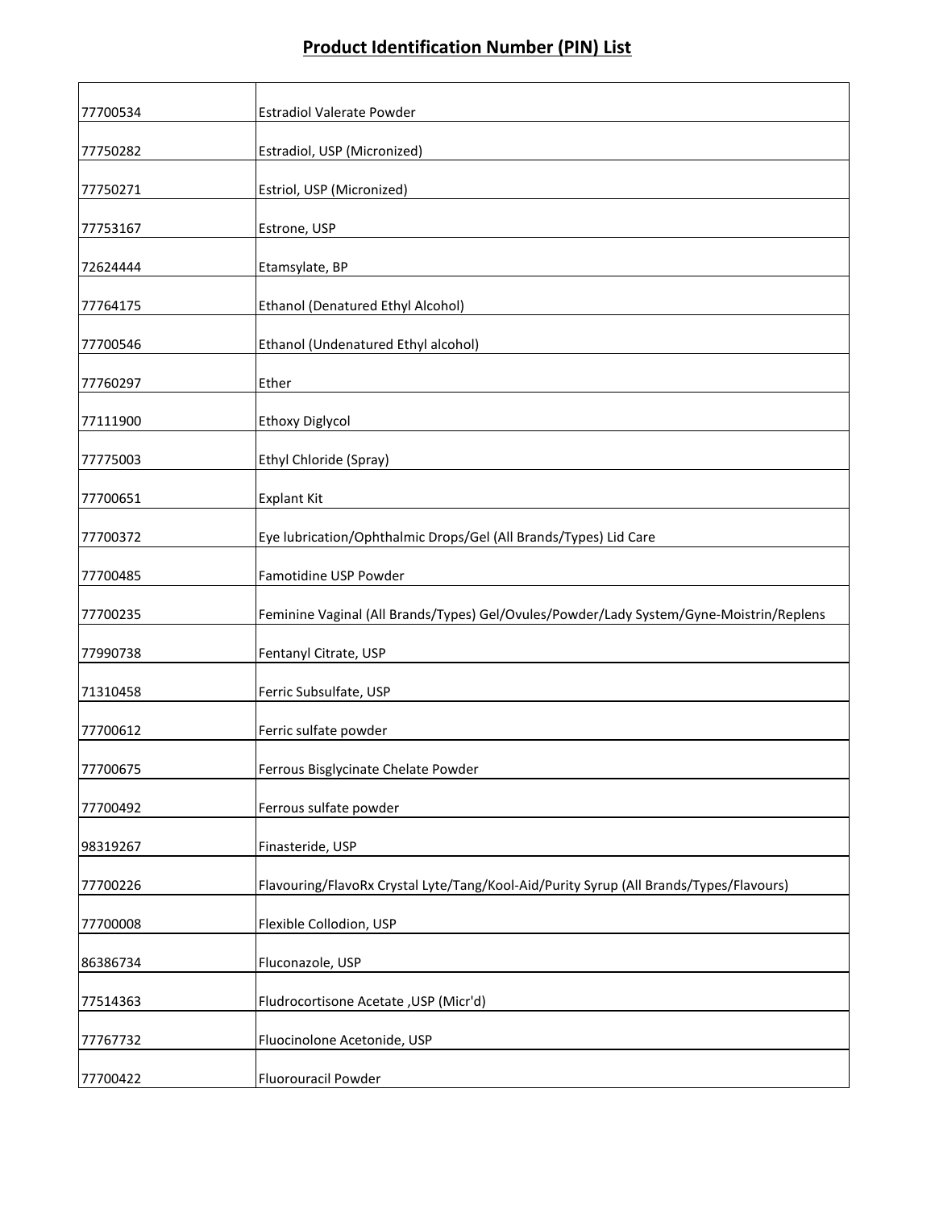## Product Identification Number (PIN) List

| | |
|---|---|
| 77700534 | Estradiol Valerate Powder |
| 77750282 | Estradiol, USP (Micronized) |
| 77750271 | Estriol, USP (Micronized) |
| 77753167 | Estrone, USP |
| 72624444 | Etamsylate, BP |
| 77764175 | Ethanol (Denatured Ethyl Alcohol) |
| 77700546 | Ethanol (Undenatured Ethyl alcohol) |
| 77760297 | Ether |
| 77111900 | Ethoxy Diglycol |
| 77775003 | Ethyl Chloride (Spray) |
| 77700651 | Explant Kit |
| 77700372 | Eye lubrication/Ophthalmic Drops/Gel (All Brands/Types) Lid Care |
| 77700485 | Famotidine USP Powder |
| 77700235 | Feminine Vaginal (All Brands/Types) Gel/Ovules/Powder/Lady System/Gyne-Moistrin/Replens |
| 77990738 | Fentanyl Citrate, USP |
| 71310458 | Ferric Subsulfate, USP |
| 77700612 | Ferric sulfate powder |
| 77700675 | Ferrous Bisglycinate Chelate Powder |
| 77700492 | Ferrous sulfate powder |
| 98319267 | Finasteride, USP |
| 77700226 | Flavouring/FlavoRx Crystal Lyte/Tang/Kool-Aid/Purity Syrup (All Brands/Types/Flavours) |
| 77700008 | Flexible Collodion, USP |
| 86386734 | Fluconazole, USP |
| 77514363 | Fludrocortisone Acetate ,USP (Micr'd) |
| 77767732 | Fluocinolone Acetonide, USP |
| 77700422 | Fluorouracil Powder |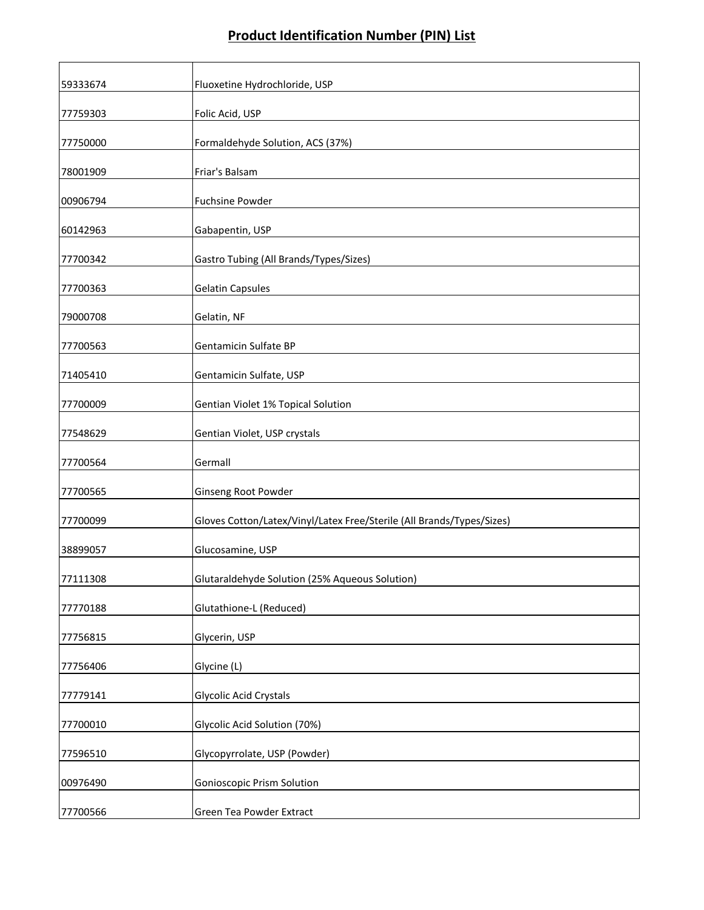# Product Identification Number (PIN) List

| | |
|---|---|
| 59333674 | Fluoxetine Hydrochloride, USP |
| 77759303 | Folic Acid, USP |
| 77750000 | Formaldehyde Solution, ACS (37%) |
| 78001909 | Friar's Balsam |
| 00906794 | Fuchsine Powder |
| 60142963 | Gabapentin, USP |
| 77700342 | Gastro Tubing (All Brands/Types/Sizes) |
| 77700363 | Gelatin Capsules |
| 79000708 | Gelatin, NF |
| 77700563 | Gentamicin Sulfate BP |
| 71405410 | Gentamicin Sulfate, USP |
| 77700009 | Gentian Violet 1% Topical Solution |
| 77548629 | Gentian Violet, USP crystals |
| 77700564 | Germall |
| 77700565 | Ginseng Root Powder |
| 77700099 | Gloves Cotton/Latex/Vinyl/Latex Free/Sterile (All Brands/Types/Sizes) |
| 38899057 | Glucosamine, USP |
| 77111308 | Glutaraldehyde Solution (25% Aqueous Solution) |
| 77770188 | Glutathione-L (Reduced) |
| 77756815 | Glycerin, USP |
| 77756406 | Glycine (L) |
| 77779141 | Glycolic Acid Crystals |
| 77700010 | Glycolic Acid Solution (70%) |
| 77596510 | Glycopyrrolate, USP (Powder) |
| 00976490 | Gonioscopic Prism Solution |
| 77700566 | Green Tea Powder Extract |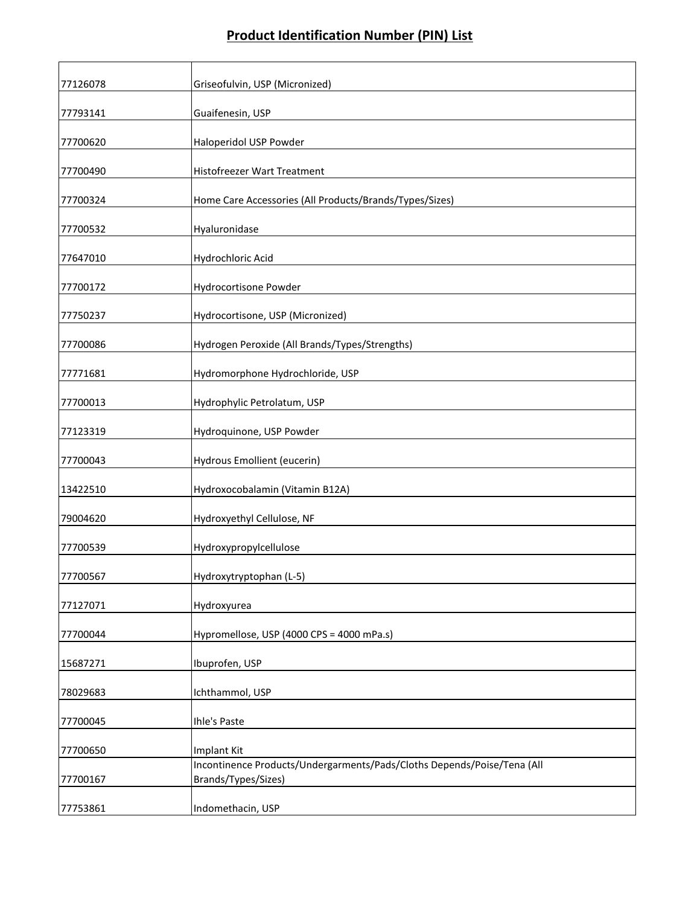## Product Identification Number (PIN) List

| | |
|---|---|
| 77126078 | Griseofulvin, USP (Micronized) |
| 77793141 | Guaifenesin, USP |
| 77700620 | Haloperidol USP Powder |
| 77700490 | Histofreezer Wart Treatment |
| 77700324 | Home Care Accessories (All Products/Brands/Types/Sizes) |
| 77700532 | Hyaluronidase |
| 77647010 | Hydrochloric Acid |
| 77700172 | Hydrocortisone Powder |
| 77750237 | Hydrocortisone, USP (Micronized) |
| 77700086 | Hydrogen Peroxide (All Brands/Types/Strengths) |
| 77771681 | Hydromorphone Hydrochloride, USP |
| 77700013 | Hydrophylic Petrolatum, USP |
| 77123319 | Hydroquinone, USP Powder |
| 77700043 | Hydrous Emollient (eucerin) |
| 13422510 | Hydroxocobalamin (Vitamin B12A) |
| 79004620 | Hydroxyethyl Cellulose, NF |
| 77700539 | Hydroxypropylcellulose |
| 77700567 | Hydroxytryptophan (L-5) |
| 77127071 | Hydroxyurea |
| 77700044 | Hypromellose, USP (4000 CPS = 4000 mPa.s) |
| 15687271 | Ibuprofen, USP |
| 78029683 | Ichthammol, USP |
| 77700045 | Ihle's Paste |
| 77700650 | Implant Kit |
| 77700167 | Incontinence Products/Undergarments/Pads/Cloths Depends/Poise/Tena (All Brands/Types/Sizes) |
| 77753861 | Indomethacin, USP |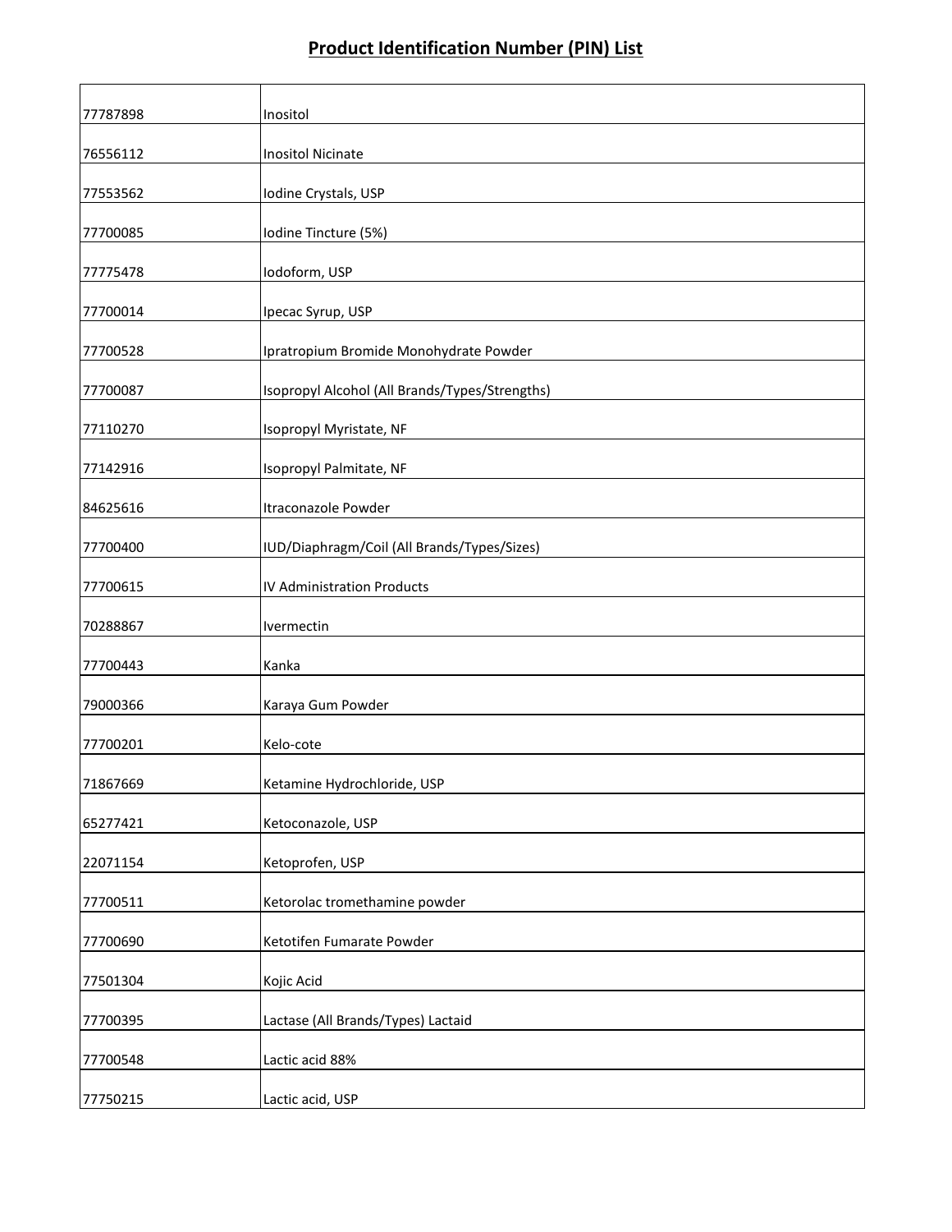# Product Identification Number (PIN) List

| | |
|---|---|
| 77787898 | Inositol |
| 76556112 | Inositol Nicinate |
| 77553562 | Iodine Crystals, USP |
| 77700085 | Iodine Tincture (5%) |
| 77775478 | Iodoform, USP |
| 77700014 | Ipecac Syrup, USP |
| 77700528 | Ipratropium Bromide Monohydrate Powder |
| 77700087 | Isopropyl Alcohol (All Brands/Types/Strengths) |
| 77110270 | Isopropyl Myristate, NF |
| 77142916 | Isopropyl Palmitate, NF |
| 84625616 | Itraconazole Powder |
| 77700400 | IUD/Diaphragm/Coil (All Brands/Types/Sizes) |
| 77700615 | IV Administration Products |
| 70288867 | Ivermectin |
| 77700443 | Kanka |
| 79000366 | Karaya Gum Powder |
| 77700201 | Kelo-cote |
| 71867669 | Ketamine Hydrochloride, USP |
| 65277421 | Ketoconazole, USP |
| 22071154 | Ketoprofen, USP |
| 77700511 | Ketorolac tromethamine powder |
| 77700690 | Ketotifen Fumarate Powder |
| 77501304 | Kojic Acid |
| 77700395 | Lactase (All Brands/Types) Lactaid |
| 77700548 | Lactic acid 88% |
| 77750215 | Lactic acid, USP |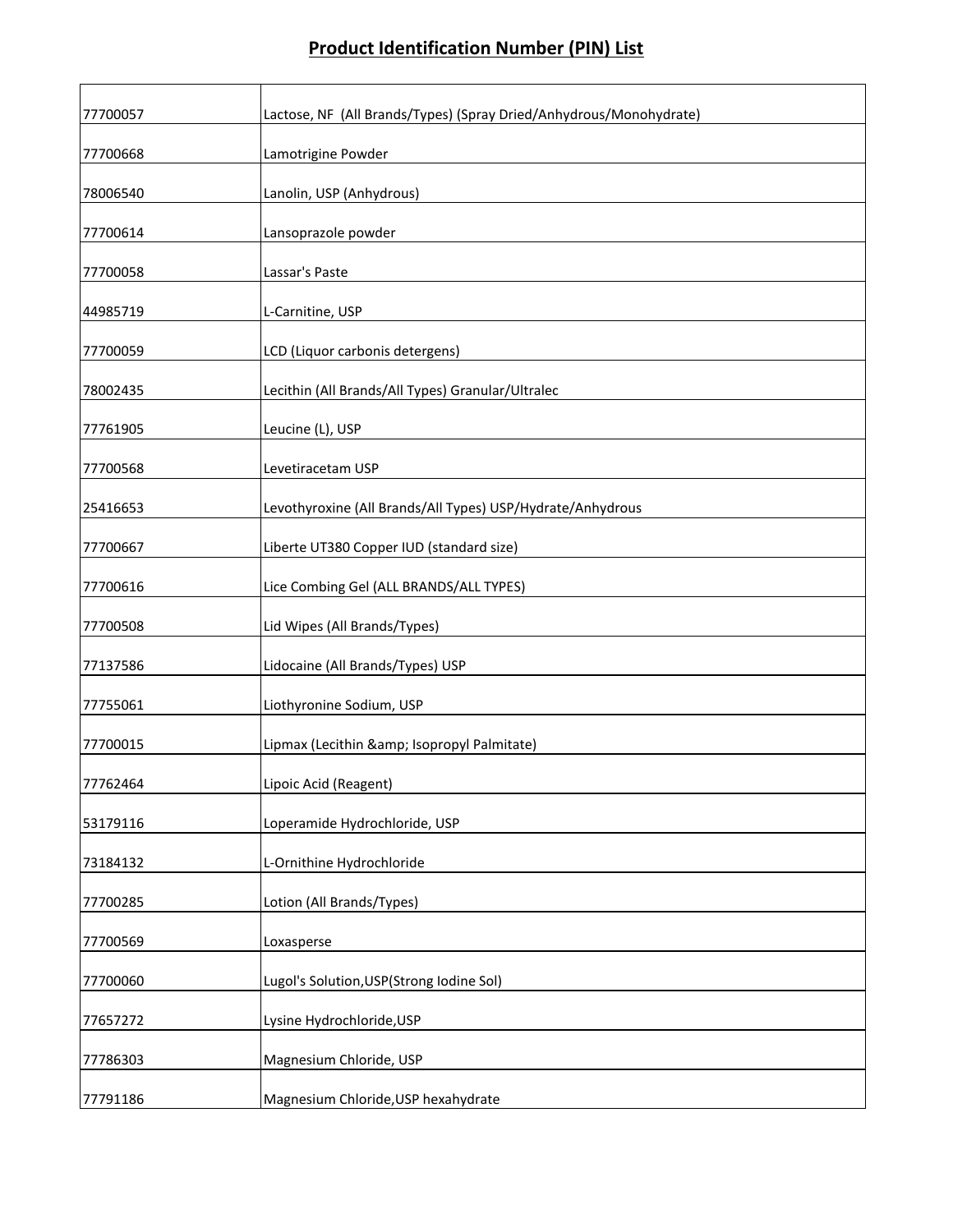## Product Identification Number (PIN) List

| | |
|---|---|
| 77700057 | Lactose, NF (All Brands/Types) (Spray Dried/Anhydrous/Monohydrate) |
| 77700668 | Lamotrigine Powder |
| 78006540 | Lanolin, USP (Anhydrous) |
| 77700614 | Lansoprazole powder |
| 77700058 | Lassar's Paste |
| 44985719 | L-Carnitine, USP |
| 77700059 | LCD (Liquor carbonis detergens) |
| 78002435 | Lecithin (All Brands/All Types) Granular/Ultralec |
| 77761905 | Leucine (L), USP |
| 77700568 | Levetiracetam USP |
| 25416653 | Levothyroxine (All Brands/All Types) USP/Hydrate/Anhydrous |
| 77700667 | Liberte UT380 Copper IUD (standard size) |
| 77700616 | Lice Combing Gel (ALL BRANDS/ALL TYPES) |
| 77700508 | Lid Wipes (All Brands/Types) |
| 77137586 | Lidocaine (All Brands/Types) USP |
| 77755061 | Liothyronine Sodium, USP |
| 77700015 | Lipmax (Lecithin &amp; Isopropyl Palmitate) |
| 77762464 | Lipoic Acid (Reagent) |
| 53179116 | Loperamide Hydrochloride, USP |
| 73184132 | L-Ornithine Hydrochloride |
| 77700285 | Lotion (All Brands/Types) |
| 77700569 | Loxasperse |
| 77700060 | Lugol's Solution,USP(Strong Iodine Sol) |
| 77657272 | Lysine Hydrochloride,USP |
| 77786303 | Magnesium Chloride, USP |
| 77791186 | Magnesium Chloride,USP hexahydrate |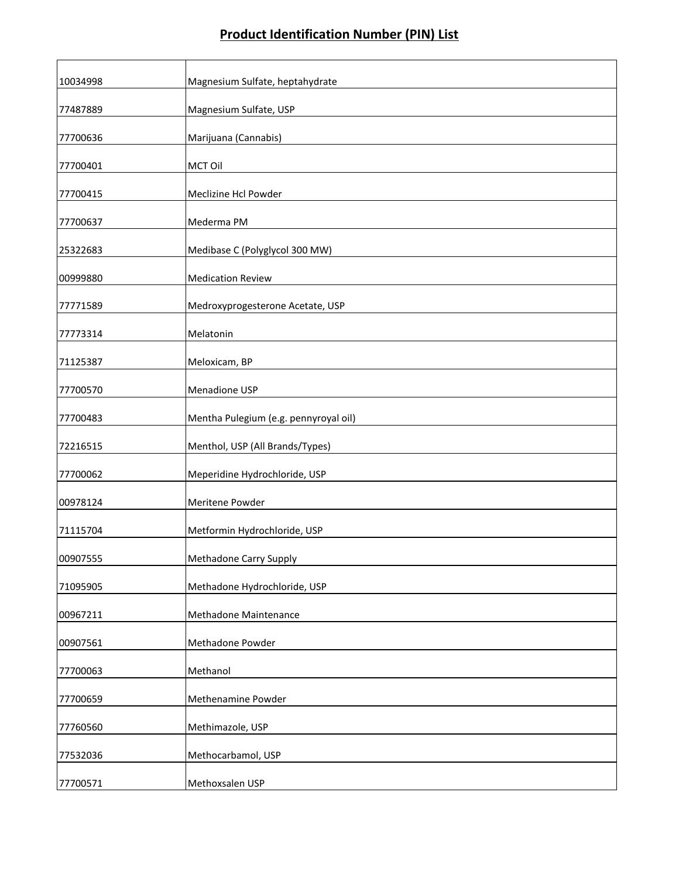## Product Identification Number (PIN) List

| | |
|---|---|
| 10034998 | Magnesium Sulfate, heptahydrate |
| 77487889 | Magnesium Sulfate, USP |
| 77700636 | Marijuana (Cannabis) |
| 77700401 | MCT Oil |
| 77700415 | Meclizine Hcl Powder |
| 77700637 | Mederma PM |
| 25322683 | Medibase C (Polyglycol 300 MW) |
| 00999880 | Medication Review |
| 77771589 | Medroxyprogesterone Acetate, USP |
| 77773314 | Melatonin |
| 71125387 | Meloxicam, BP |
| 77700570 | Menadione USP |
| 77700483 | Mentha Pulegium (e.g. pennyroyal oil) |
| 72216515 | Menthol, USP (All Brands/Types) |
| 77700062 | Meperidine Hydrochloride, USP |
| 00978124 | Meritene Powder |
| 71115704 | Metformin Hydrochloride, USP |
| 00907555 | Methadone Carry Supply |
| 71095905 | Methadone Hydrochloride, USP |
| 00967211 | Methadone Maintenance |
| 00907561 | Methadone Powder |
| 77700063 | Methanol |
| 77700659 | Methenamine Powder |
| 77760560 | Methimazole, USP |
| 77532036 | Methocarbamol, USP |
| 77700571 | Methoxsalen USP |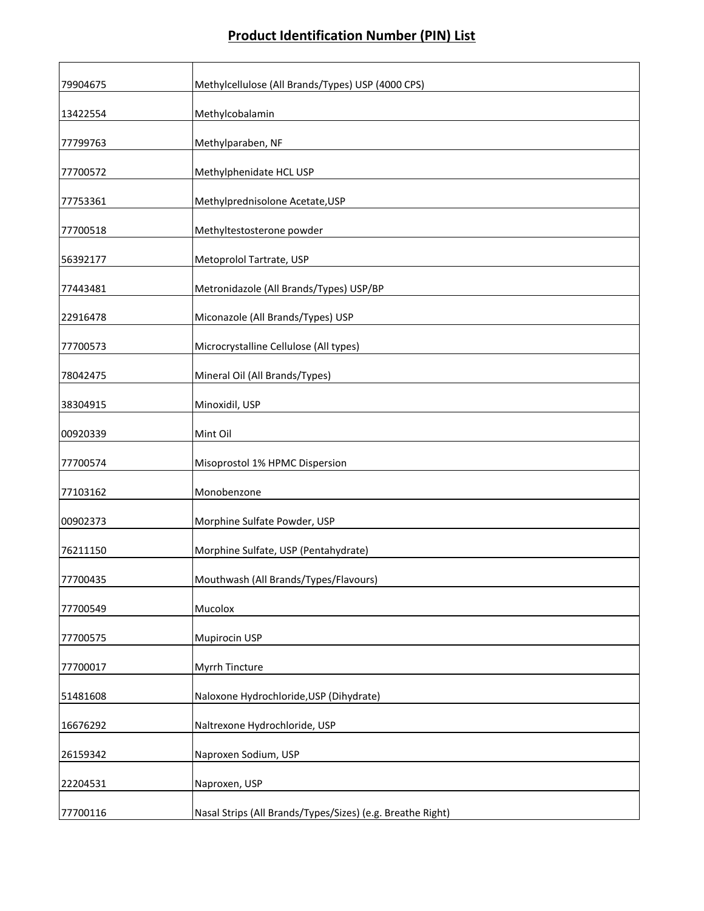# Product Identification Number (PIN) List

| | |
|---|---|
| 79904675 | Methylcellulose (All Brands/Types) USP (4000 CPS) |
| 13422554 | Methylcobalamin |
| 77799763 | Methylparaben, NF |
| 77700572 | Methylphenidate HCL USP |
| 77753361 | Methylprednisolone Acetate,USP |
| 77700518 | Methyltestosterone powder |
| 56392177 | Metoprolol Tartrate, USP |
| 77443481 | Metronidazole (All Brands/Types) USP/BP |
| 22916478 | Miconazole (All Brands/Types) USP |
| 77700573 | Microcrystalline Cellulose (All types) |
| 78042475 | Mineral Oil (All Brands/Types) |
| 38304915 | Minoxidil, USP |
| 00920339 | Mint Oil |
| 77700574 | Misoprostol 1% HPMC Dispersion |
| 77103162 | Monobenzone |
| 00902373 | Morphine Sulfate Powder, USP |
| 76211150 | Morphine Sulfate, USP (Pentahydrate) |
| 77700435 | Mouthwash (All Brands/Types/Flavours) |
| 77700549 | Mucolox |
| 77700575 | Mupirocin USP |
| 77700017 | Myrrh Tincture |
| 51481608 | Naloxone Hydrochloride,USP (Dihydrate) |
| 16676292 | Naltrexone Hydrochloride, USP |
| 26159342 | Naproxen Sodium, USP |
| 22204531 | Naproxen, USP |
| 77700116 | Nasal Strips (All Brands/Types/Sizes) (e.g. Breathe Right) |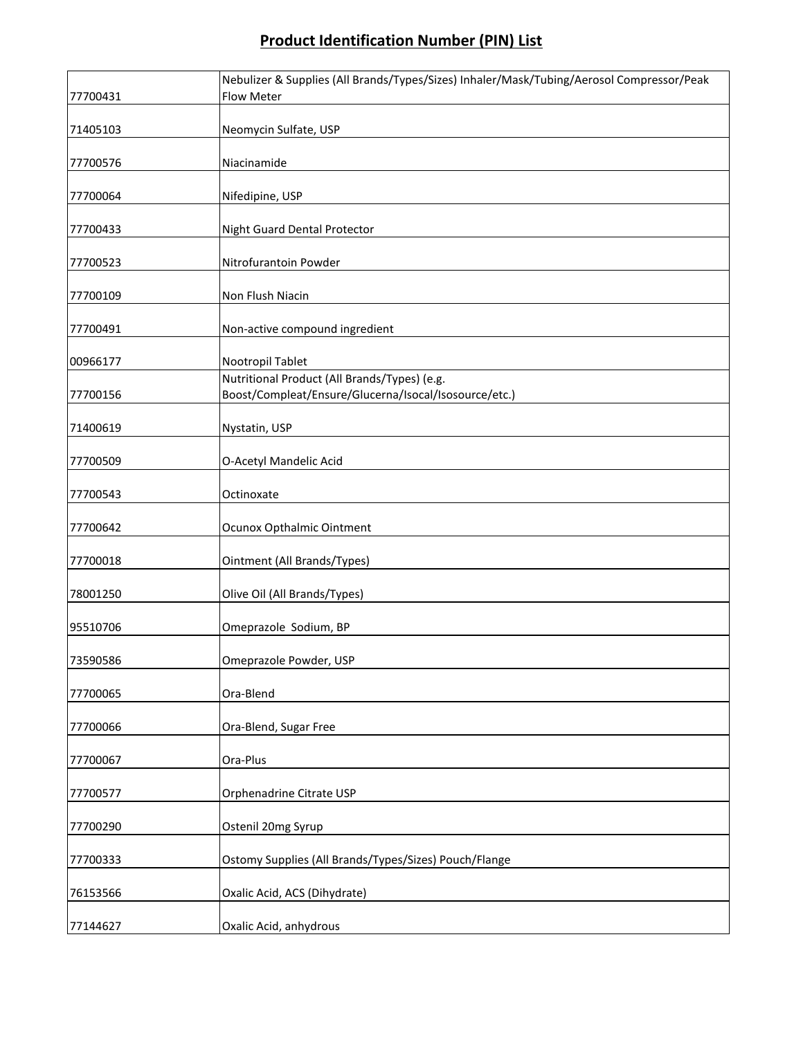# Product Identification Number (PIN) List

| | |
|---|---|
| 77700431 | Nebulizer & Supplies (All Brands/Types/Sizes) Inhaler/Mask/Tubing/Aerosol Compressor/Peak Flow Meter |
| 71405103 | Neomycin Sulfate, USP |
| 77700576 | Niacinamide |
| 77700064 | Nifedipine, USP |
| 77700433 | Night Guard Dental Protector |
| 77700523 | Nitrofurantoin Powder |
| 77700109 | Non Flush Niacin |
| 77700491 | Non-active compound ingredient |
| 00966177 | Nootropil Tablet |
| 77700156 | Nutritional Product (All Brands/Types) (e.g. Boost/Compleat/Ensure/Glucerna/Isocal/Isosource/etc.) |
| 71400619 | Nystatin, USP |
| 77700509 | O-Acetyl Mandelic Acid |
| 77700543 | Octinoxate |
| 77700642 | Ocunox Opthalmic Ointment |
| 77700018 | Ointment (All Brands/Types) |
| 78001250 | Olive Oil (All Brands/Types) |
| 95510706 | Omeprazole Sodium, BP |
| 73590586 | Omeprazole Powder, USP |
| 77700065 | Ora-Blend |
| 77700066 | Ora-Blend, Sugar Free |
| 77700067 | Ora-Plus |
| 77700577 | Orphenadrine Citrate USP |
| 77700290 | Ostenil 20mg Syrup |
| 77700333 | Ostomy Supplies (All Brands/Types/Sizes) Pouch/Flange |
| 76153566 | Oxalic Acid, ACS (Dihydrate) |
| 77144627 | Oxalic Acid, anhydrous |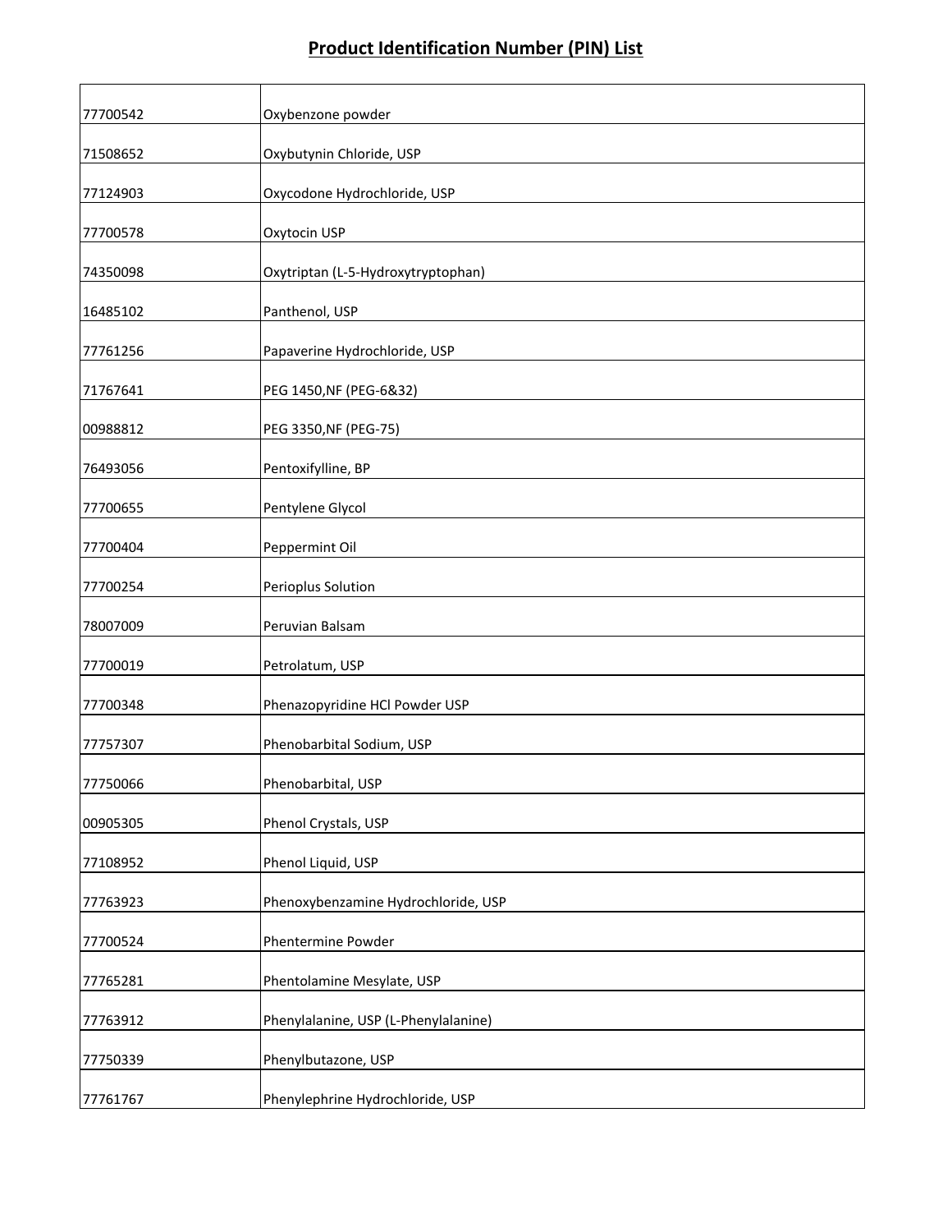# Product Identification Number (PIN) List

| | |
|---|---|
| 77700542 | Oxybenzone powder |
| 71508652 | Oxybutynin Chloride, USP |
| 77124903 | Oxycodone Hydrochloride, USP |
| 77700578 | Oxytocin USP |
| 74350098 | Oxytriptan (L-5-Hydroxytryptophan) |
| 16485102 | Panthenol, USP |
| 77761256 | Papaverine Hydrochloride, USP |
| 71767641 | PEG 1450,NF (PEG-6&32) |
| 00988812 | PEG 3350,NF (PEG-75) |
| 76493056 | Pentoxifylline, BP |
| 77700655 | Pentylene Glycol |
| 77700404 | Peppermint Oil |
| 77700254 | Perioplus Solution |
| 78007009 | Peruvian Balsam |
| 77700019 | Petrolatum, USP |
| 77700348 | Phenazopyridine HCl Powder USP |
| 77757307 | Phenobarbital Sodium, USP |
| 77750066 | Phenobarbital, USP |
| 00905305 | Phenol Crystals, USP |
| 77108952 | Phenol Liquid, USP |
| 77763923 | Phenoxybenzamine Hydrochloride, USP |
| 77700524 | Phentermine Powder |
| 77765281 | Phentolamine Mesylate, USP |
| 77763912 | Phenylalanine, USP (L-Phenylalanine) |
| 77750339 | Phenylbutazone, USP |
| 77761767 | Phenylephrine Hydrochloride, USP |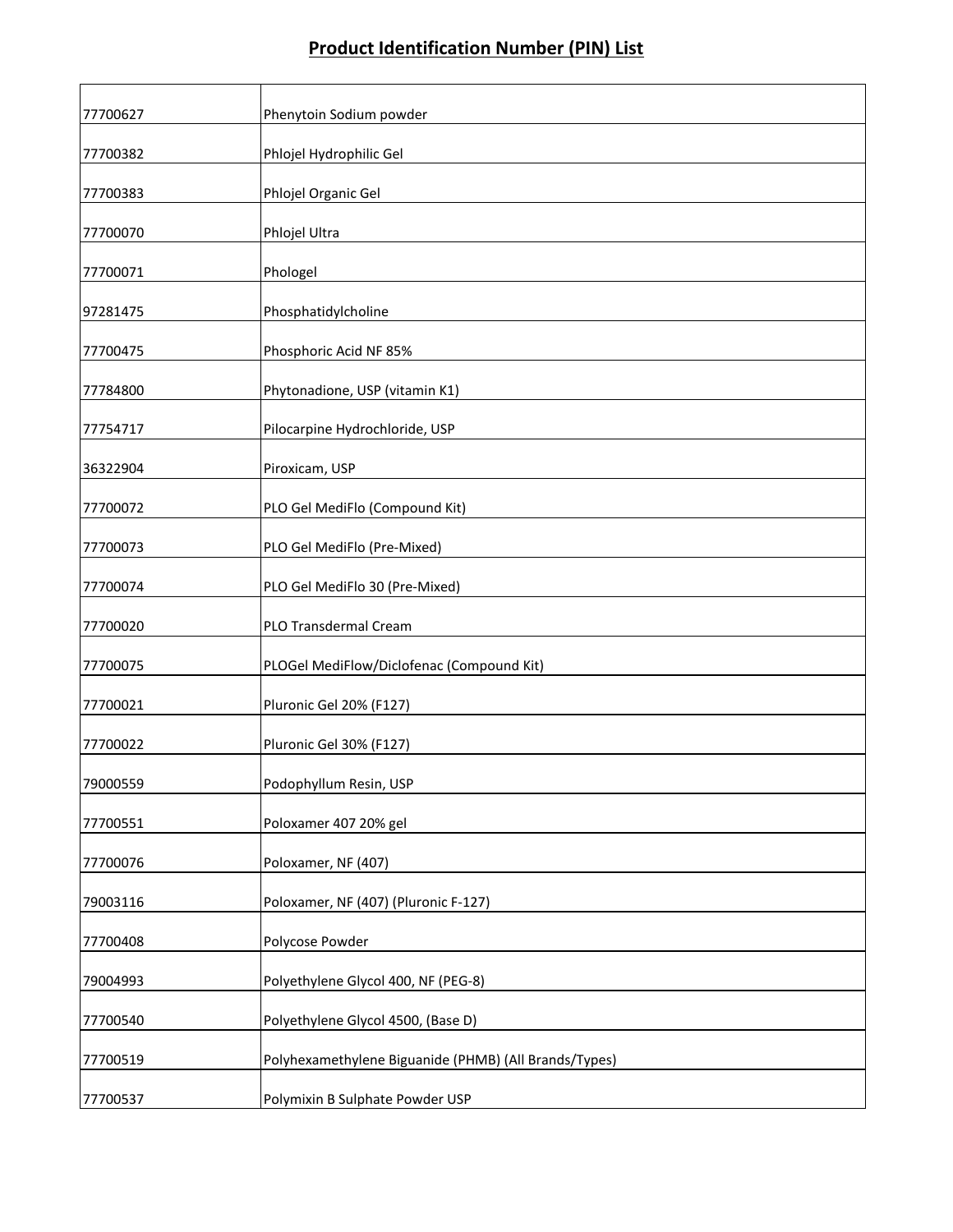## Product Identification Number (PIN) List

| | |
|---|---|
| 77700627 | Phenytoin Sodium powder |
| 77700382 | Phlojel Hydrophilic Gel |
| 77700383 | Phlojel Organic Gel |
| 77700070 | Phlojel Ultra |
| 77700071 | Phologel |
| 97281475 | Phosphatidylcholine |
| 77700475 | Phosphoric Acid NF 85% |
| 77784800 | Phytonadione, USP (vitamin K1) |
| 77754717 | Pilocarpine Hydrochloride, USP |
| 36322904 | Piroxicam, USP |
| 77700072 | PLO Gel MediFlo (Compound Kit) |
| 77700073 | PLO Gel MediFlo (Pre-Mixed) |
| 77700074 | PLO Gel MediFlo 30 (Pre-Mixed) |
| 77700020 | PLO Transdermal Cream |
| 77700075 | PLOGel MediFlow/Diclofenac (Compound Kit) |
| 77700021 | Pluronic Gel 20% (F127) |
| 77700022 | Pluronic Gel 30% (F127) |
| 79000559 | Podophyllum Resin, USP |
| 77700551 | Poloxamer 407 20% gel |
| 77700076 | Poloxamer, NF (407) |
| 79003116 | Poloxamer, NF (407) (Pluronic F-127) |
| 77700408 | Polycose Powder |
| 79004993 | Polyethylene Glycol 400, NF (PEG-8) |
| 77700540 | Polyethylene Glycol 4500, (Base D) |
| 77700519 | Polyhexamethylene Biguanide (PHMB) (All Brands/Types) |
| 77700537 | Polymixin B Sulphate Powder USP |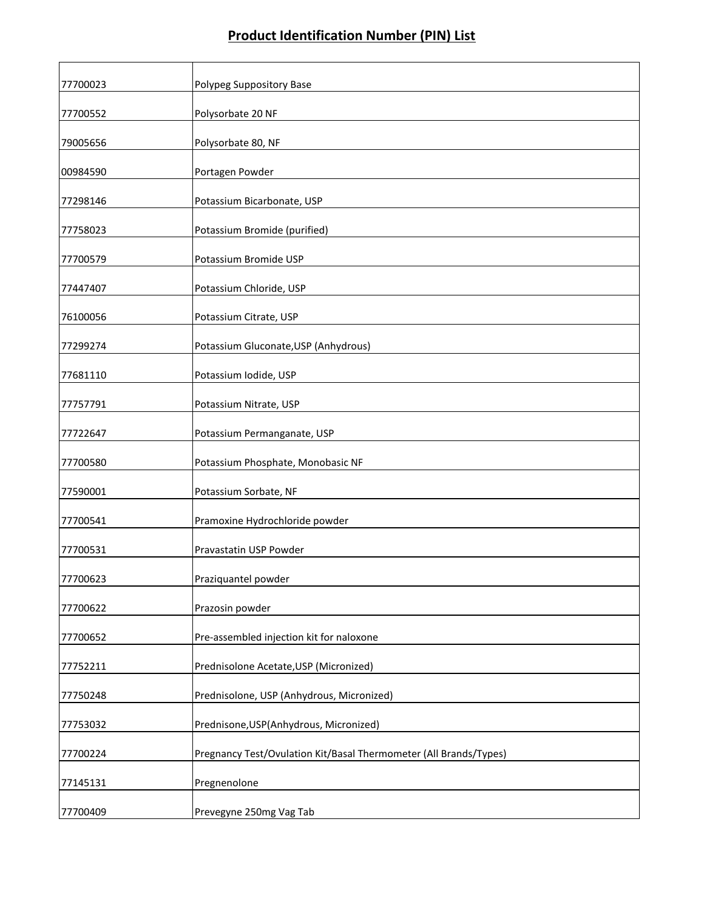# Product Identification Number (PIN) List

| | |
|---|---|
| 77700023 | Polypeg Suppository Base |
| 77700552 | Polysorbate 20 NF |
| 79005656 | Polysorbate 80, NF |
| 00984590 | Portagen Powder |
| 77298146 | Potassium Bicarbonate, USP |
| 77758023 | Potassium Bromide (purified) |
| 77700579 | Potassium Bromide USP |
| 77447407 | Potassium Chloride, USP |
| 76100056 | Potassium Citrate, USP |
| 77299274 | Potassium Gluconate,USP (Anhydrous) |
| 77681110 | Potassium Iodide, USP |
| 77757791 | Potassium Nitrate, USP |
| 77722647 | Potassium Permanganate, USP |
| 77700580 | Potassium Phosphate, Monobasic NF |
| 77590001 | Potassium Sorbate, NF |
| 77700541 | Pramoxine Hydrochloride powder |
| 77700531 | Pravastatin USP Powder |
| 77700623 | Praziquantel powder |
| 77700622 | Prazosin powder |
| 77700652 | Pre-assembled injection kit for naloxone |
| 77752211 | Prednisolone Acetate,USP (Micronized) |
| 77750248 | Prednisolone, USP (Anhydrous, Micronized) |
| 77753032 | Prednisone,USP(Anhydrous, Micronized) |
| 77700224 | Pregnancy Test/Ovulation Kit/Basal Thermometer (All Brands/Types) |
| 77145131 | Pregnenolone |
| 77700409 | Prevegyne 250mg Vag Tab |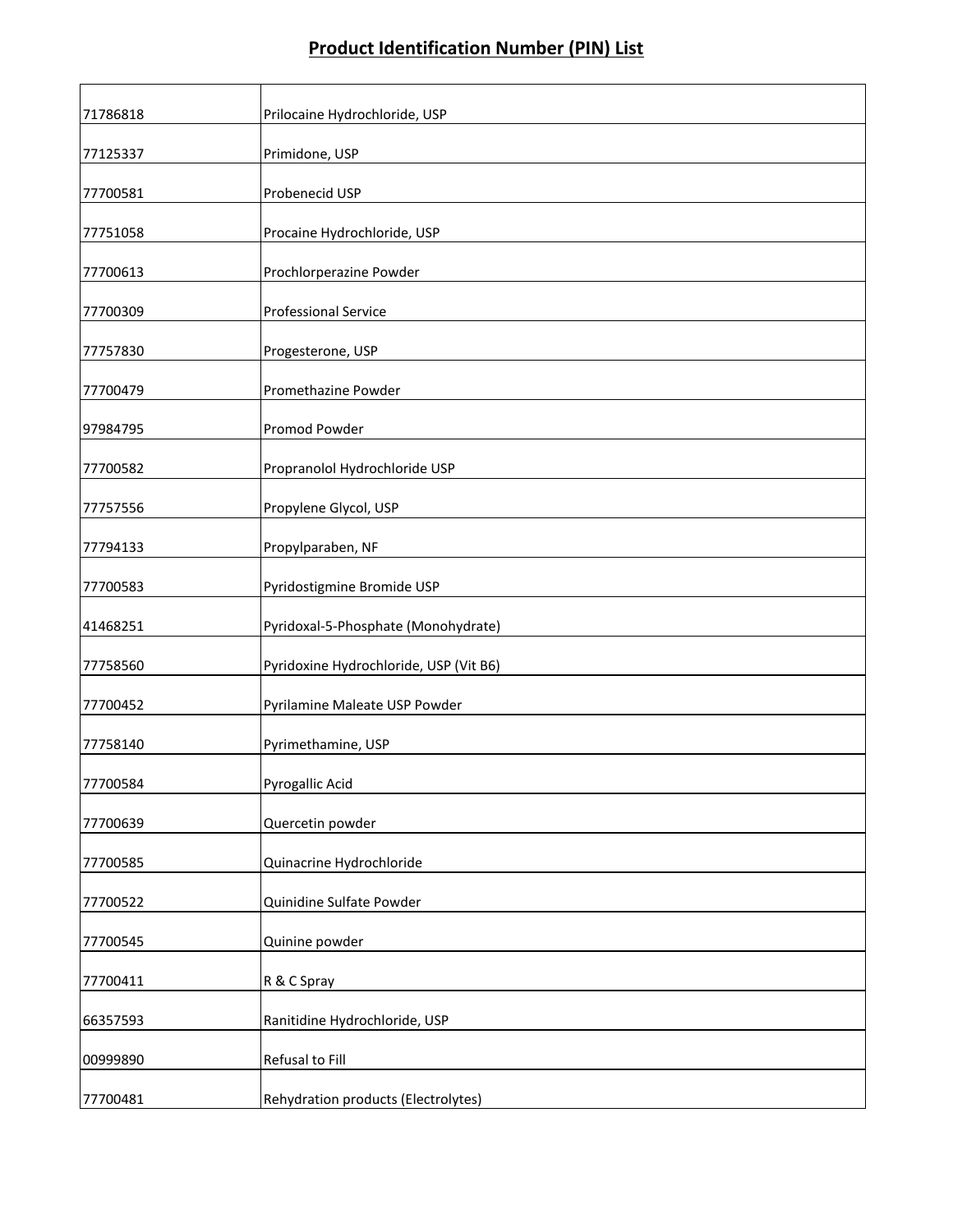# Product Identification Number (PIN) List

| | |
|---|---|
| 71786818 | Prilocaine Hydrochloride, USP |
| 77125337 | Primidone, USP |
| 77700581 | Probenecid USP |
| 77751058 | Procaine Hydrochloride, USP |
| 77700613 | Prochlorperazine Powder |
| 77700309 | Professional Service |
| 77757830 | Progesterone, USP |
| 77700479 | Promethazine Powder |
| 97984795 | Promod Powder |
| 77700582 | Propranolol Hydrochloride USP |
| 77757556 | Propylene Glycol, USP |
| 77794133 | Propylparaben, NF |
| 77700583 | Pyridostigmine Bromide USP |
| 41468251 | Pyridoxal-5-Phosphate (Monohydrate) |
| 77758560 | Pyridoxine Hydrochloride, USP (Vit B6) |
| 77700452 | Pyrilamine Maleate USP Powder |
| 77758140 | Pyrimethamine, USP |
| 77700584 | Pyrogallic Acid |
| 77700639 | Quercetin powder |
| 77700585 | Quinacrine Hydrochloride |
| 77700522 | Quinidine Sulfate Powder |
| 77700545 | Quinine powder |
| 77700411 | R & C Spray |
| 66357593 | Ranitidine Hydrochloride, USP |
| 00999890 | Refusal to Fill |
| 77700481 | Rehydration products (Electrolytes) |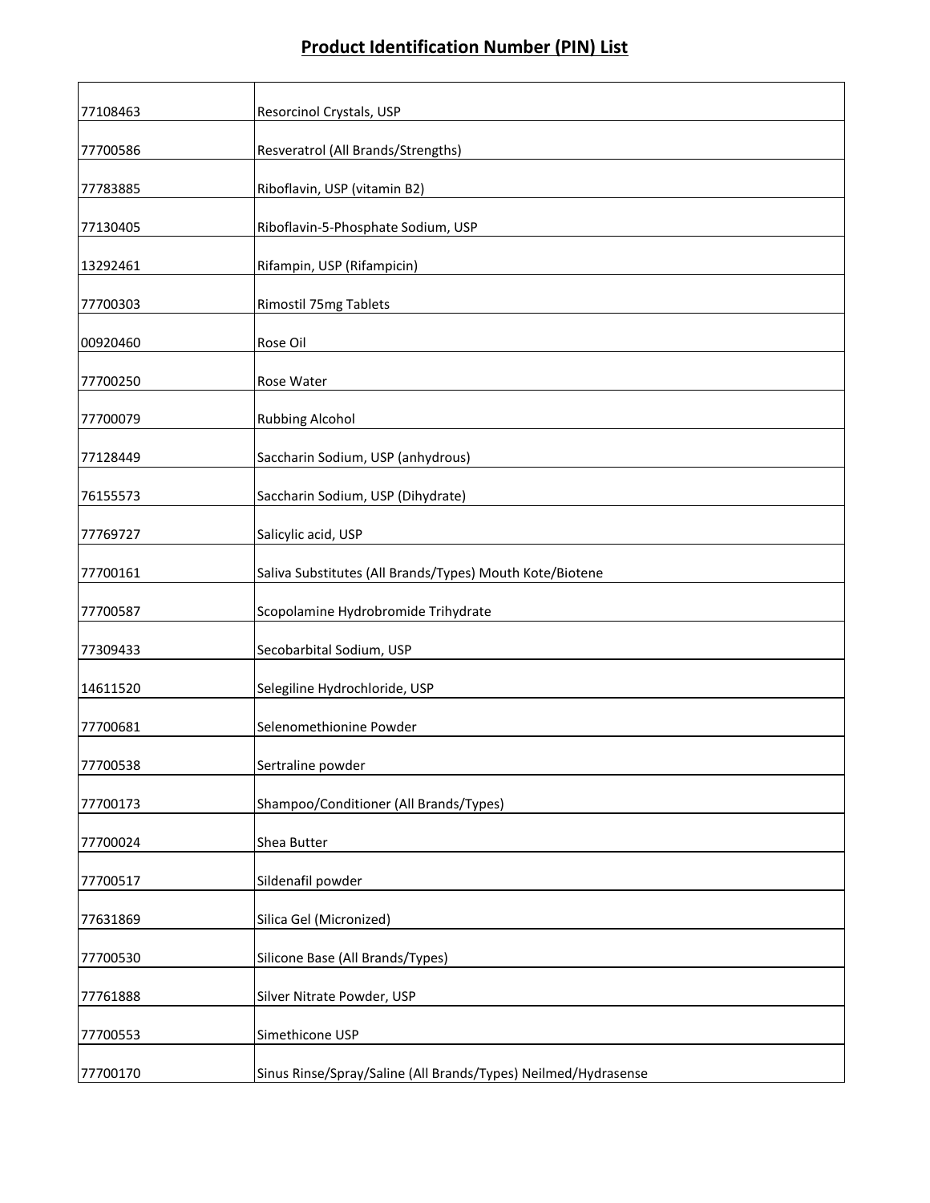# Product Identification Number (PIN) List

| | |
|---|---|
| 77108463 | Resorcinol Crystals, USP |
| 77700586 | Resveratrol (All Brands/Strengths) |
| 77783885 | Riboflavin, USP (vitamin B2) |
| 77130405 | Riboflavin-5-Phosphate Sodium, USP |
| 13292461 | Rifampin, USP (Rifampicin) |
| 77700303 | Rimostil 75mg Tablets |
| 00920460 | Rose Oil |
| 77700250 | Rose Water |
| 77700079 | Rubbing Alcohol |
| 77128449 | Saccharin Sodium, USP (anhydrous) |
| 76155573 | Saccharin Sodium, USP (Dihydrate) |
| 77769727 | Salicylic acid, USP |
| 77700161 | Saliva Substitutes (All Brands/Types) Mouth Kote/Biotene |
| 77700587 | Scopolamine Hydrobromide Trihydrate |
| 77309433 | Secobarbital Sodium, USP |
| 14611520 | Selegiline Hydrochloride, USP |
| 77700681 | Selenomethionine Powder |
| 77700538 | Sertraline powder |
| 77700173 | Shampoo/Conditioner (All Brands/Types) |
| 77700024 | Shea Butter |
| 77700517 | Sildenafil powder |
| 77631869 | Silica Gel (Micronized) |
| 77700530 | Silicone Base (All Brands/Types) |
| 77761888 | Silver Nitrate Powder, USP |
| 77700553 | Simethicone USP |
| 77700170 | Sinus Rinse/Spray/Saline (All Brands/Types) Neilmed/Hydrasense |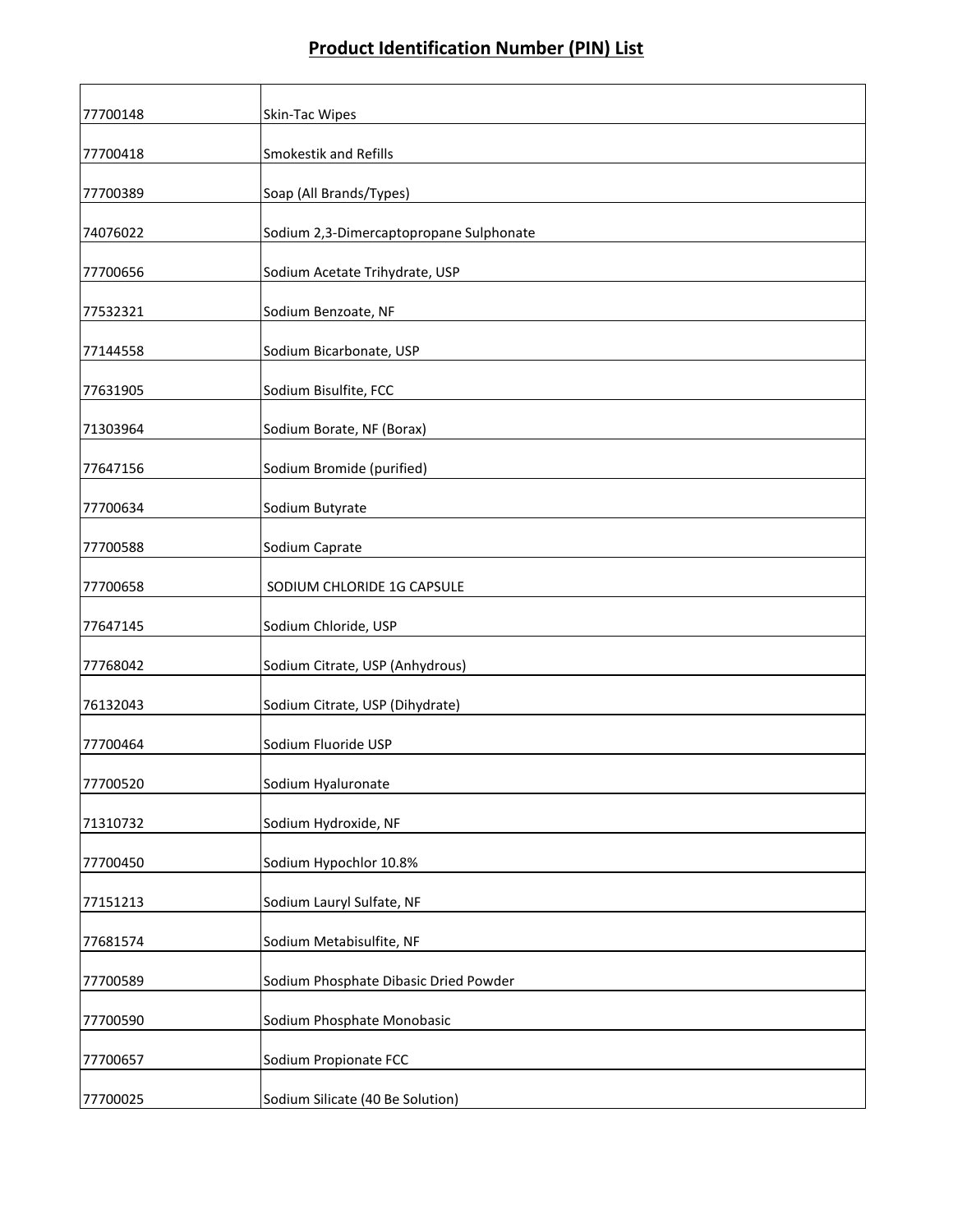## Product Identification Number (PIN) List

| | |
|---|---|
| 77700148 | Skin-Tac Wipes |
| 77700418 | Smokestik and Refills |
| 77700389 | Soap (All Brands/Types) |
| 74076022 | Sodium 2,3-Dimercaptopropane Sulphonate |
| 77700656 | Sodium Acetate Trihydrate, USP |
| 77532321 | Sodium Benzoate, NF |
| 77144558 | Sodium Bicarbonate, USP |
| 77631905 | Sodium Bisulfite, FCC |
| 71303964 | Sodium Borate, NF (Borax) |
| 77647156 | Sodium Bromide (purified) |
| 77700634 | Sodium Butyrate |
| 77700588 | Sodium Caprate |
| 77700658 | SODIUM CHLORIDE 1G CAPSULE |
| 77647145 | Sodium Chloride, USP |
| 77768042 | Sodium Citrate, USP (Anhydrous) |
| 76132043 | Sodium Citrate, USP (Dihydrate) |
| 77700464 | Sodium Fluoride USP |
| 77700520 | Sodium Hyaluronate |
| 71310732 | Sodium Hydroxide, NF |
| 77700450 | Sodium Hypochlor 10.8% |
| 77151213 | Sodium Lauryl Sulfate, NF |
| 77681574 | Sodium Metabisulfite, NF |
| 77700589 | Sodium Phosphate Dibasic Dried Powder |
| 77700590 | Sodium Phosphate Monobasic |
| 77700657 | Sodium Propionate FCC |
| 77700025 | Sodium Silicate (40 Be Solution) |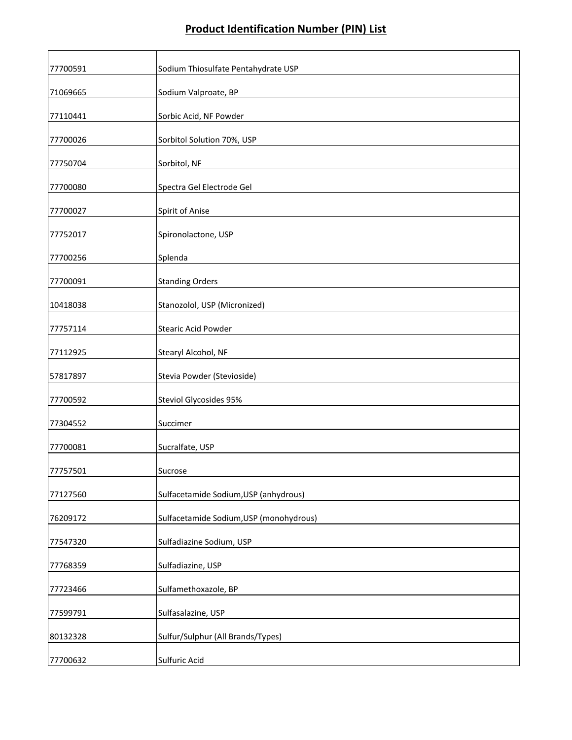# Product Identification Number (PIN) List

| | |
|---|---|
| 77700591 | Sodium Thiosulfate Pentahydrate USP |
| 71069665 | Sodium Valproate, BP |
| 77110441 | Sorbic Acid, NF Powder |
| 77700026 | Sorbitol Solution 70%, USP |
| 77750704 | Sorbitol, NF |
| 77700080 | Spectra Gel Electrode Gel |
| 77700027 | Spirit of Anise |
| 77752017 | Spironolactone, USP |
| 77700256 | Splenda |
| 77700091 | Standing Orders |
| 10418038 | Stanozolol, USP (Micronized) |
| 77757114 | Stearic Acid Powder |
| 77112925 | Stearyl Alcohol, NF |
| 57817897 | Stevia Powder (Stevioside) |
| 77700592 | Steviol Glycosides 95% |
| 77304552 | Succimer |
| 77700081 | Sucralfate, USP |
| 77757501 | Sucrose |
| 77127560 | Sulfacetamide Sodium,USP (anhydrous) |
| 76209172 | Sulfacetamide Sodium,USP (monohydrous) |
| 77547320 | Sulfadiazine Sodium, USP |
| 77768359 | Sulfadiazine, USP |
| 77723466 | Sulfamethoxazole, BP |
| 77599791 | Sulfasalazine, USP |
| 80132328 | Sulfur/Sulphur (All Brands/Types) |
| 77700632 | Sulfuric Acid |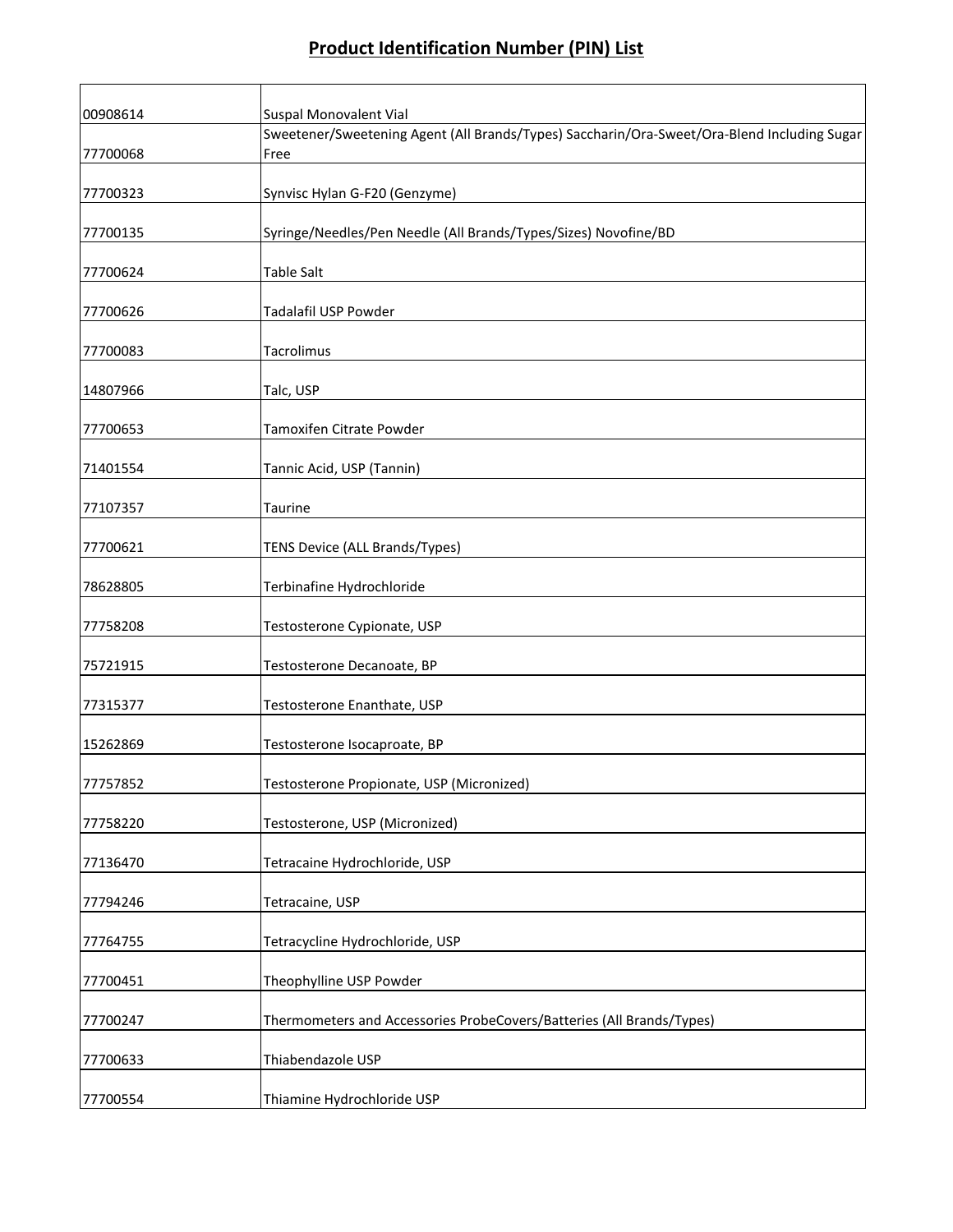# Product Identification Number (PIN) List

| | |
|---|---|
| 00908614 | Suspal Monovalent Vial |
| 77700068 | Sweetener/Sweetening Agent (All Brands/Types) Saccharin/Ora-Sweet/Ora-Blend Including Sugar Free |
| 77700323 | Synvisc Hylan G-F20 (Genzyme) |
| 77700135 | Syringe/Needles/Pen Needle (All Brands/Types/Sizes) Novofine/BD |
| 77700624 | Table Salt |
| 77700626 | Tadalafil USP Powder |
| 77700083 | Tacrolimus |
| 14807966 | Talc, USP |
| 77700653 | Tamoxifen Citrate Powder |
| 71401554 | Tannic Acid, USP (Tannin) |
| 77107357 | Taurine |
| 77700621 | TENS Device (ALL Brands/Types) |
| 78628805 | Terbinafine Hydrochloride |
| 77758208 | Testosterone Cypionate, USP |
| 75721915 | Testosterone Decanoate, BP |
| 77315377 | Testosterone Enanthate, USP |
| 15262869 | Testosterone Isocaproate, BP |
| 77757852 | Testosterone Propionate, USP (Micronized) |
| 77758220 | Testosterone, USP (Micronized) |
| 77136470 | Tetracaine Hydrochloride, USP |
| 77794246 | Tetracaine, USP |
| 77764755 | Tetracycline Hydrochloride, USP |
| 77700451 | Theophylline USP Powder |
| 77700247 | Thermometers and Accessories ProbeCovers/Batteries (All Brands/Types) |
| 77700633 | Thiabendazole USP |
| 77700554 | Thiamine Hydrochloride USP |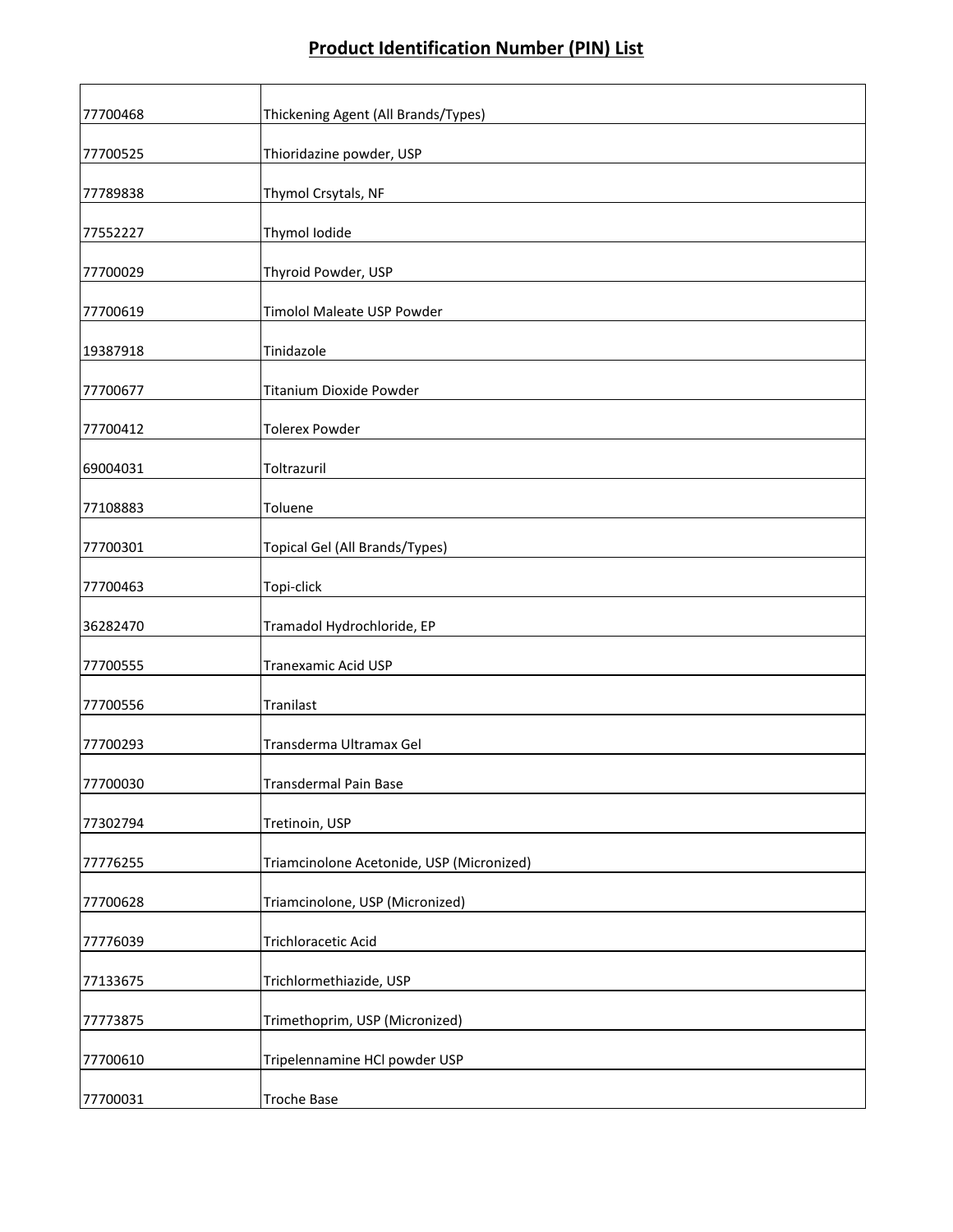# Product Identification Number (PIN) List

| | |
|---|---|
| 77700468 | Thickening Agent (All Brands/Types) |
| 77700525 | Thioridazine powder, USP |
| 77789838 | Thymol Crsytals, NF |
| 77552227 | Thymol Iodide |
| 77700029 | Thyroid Powder, USP |
| 77700619 | Timolol Maleate USP Powder |
| 19387918 | Tinidazole |
| 77700677 | Titanium Dioxide Powder |
| 77700412 | Tolerex Powder |
| 69004031 | Toltrazuril |
| 77108883 | Toluene |
| 77700301 | Topical Gel (All Brands/Types) |
| 77700463 | Topi-click |
| 36282470 | Tramadol Hydrochloride, EP |
| 77700555 | Tranexamic Acid USP |
| 77700556 | Tranilast |
| 77700293 | Transderma Ultramax Gel |
| 77700030 | Transdermal Pain Base |
| 77302794 | Tretinoin, USP |
| 77776255 | Triamcinolone Acetonide, USP (Micronized) |
| 77700628 | Triamcinolone, USP (Micronized) |
| 77776039 | Trichloracetic Acid |
| 77133675 | Trichlormethiazide, USP |
| 77773875 | Trimethoprim, USP (Micronized) |
| 77700610 | Tripelennamine HCl powder USP |
| 77700031 | Troche Base |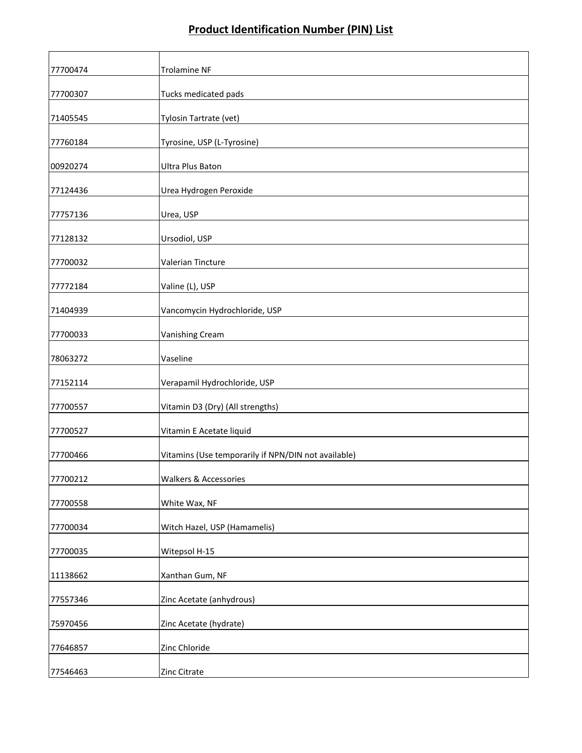# Product Identification Number (PIN) List

| | |
|---|---|
| 77700474 | Trolamine NF |
| 77700307 | Tucks medicated pads |
| 71405545 | Tylosin Tartrate (vet) |
| 77760184 | Tyrosine, USP (L-Tyrosine) |
| 00920274 | Ultra Plus Baton |
| 77124436 | Urea Hydrogen Peroxide |
| 77757136 | Urea, USP |
| 77128132 | Ursodiol, USP |
| 77700032 | Valerian Tincture |
| 77772184 | Valine (L), USP |
| 71404939 | Vancomycin Hydrochloride, USP |
| 77700033 | Vanishing Cream |
| 78063272 | Vaseline |
| 77152114 | Verapamil Hydrochloride, USP |
| 77700557 | Vitamin D3 (Dry) (All strengths) |
| 77700527 | Vitamin E Acetate liquid |
| 77700466 | Vitamins (Use temporarily if NPN/DIN not available) |
| 77700212 | Walkers & Accessories |
| 77700558 | White Wax, NF |
| 77700034 | Witch Hazel, USP (Hamamelis) |
| 77700035 | Witepsol H-15 |
| 11138662 | Xanthan Gum, NF |
| 77557346 | Zinc Acetate (anhydrous) |
| 75970456 | Zinc Acetate (hydrate) |
| 77646857 | Zinc Chloride |
| 77546463 | Zinc Citrate |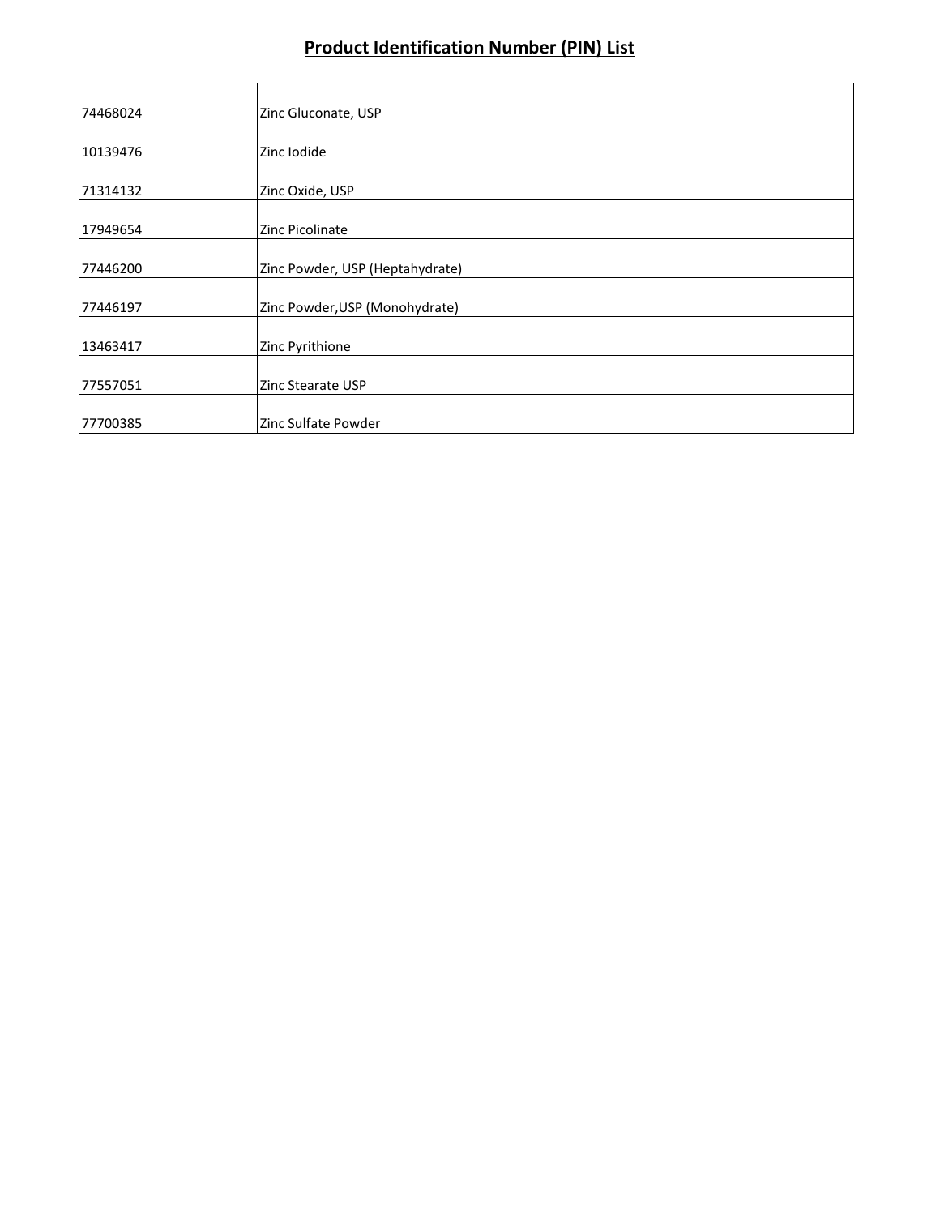# Product Identification Number (PIN) List

| | |
|---|---|
| 74468024 | Zinc Gluconate, USP |
| 10139476 | Zinc Iodide |
| 71314132 | Zinc Oxide, USP |
| 17949654 | Zinc Picolinate |
| 77446200 | Zinc Powder, USP (Heptahydrate) |
| 77446197 | Zinc Powder,USP (Monohydrate) |
| 13463417 | Zinc Pyrithione |
| 77557051 | Zinc Stearate USP |
| 77700385 | Zinc Sulfate Powder |